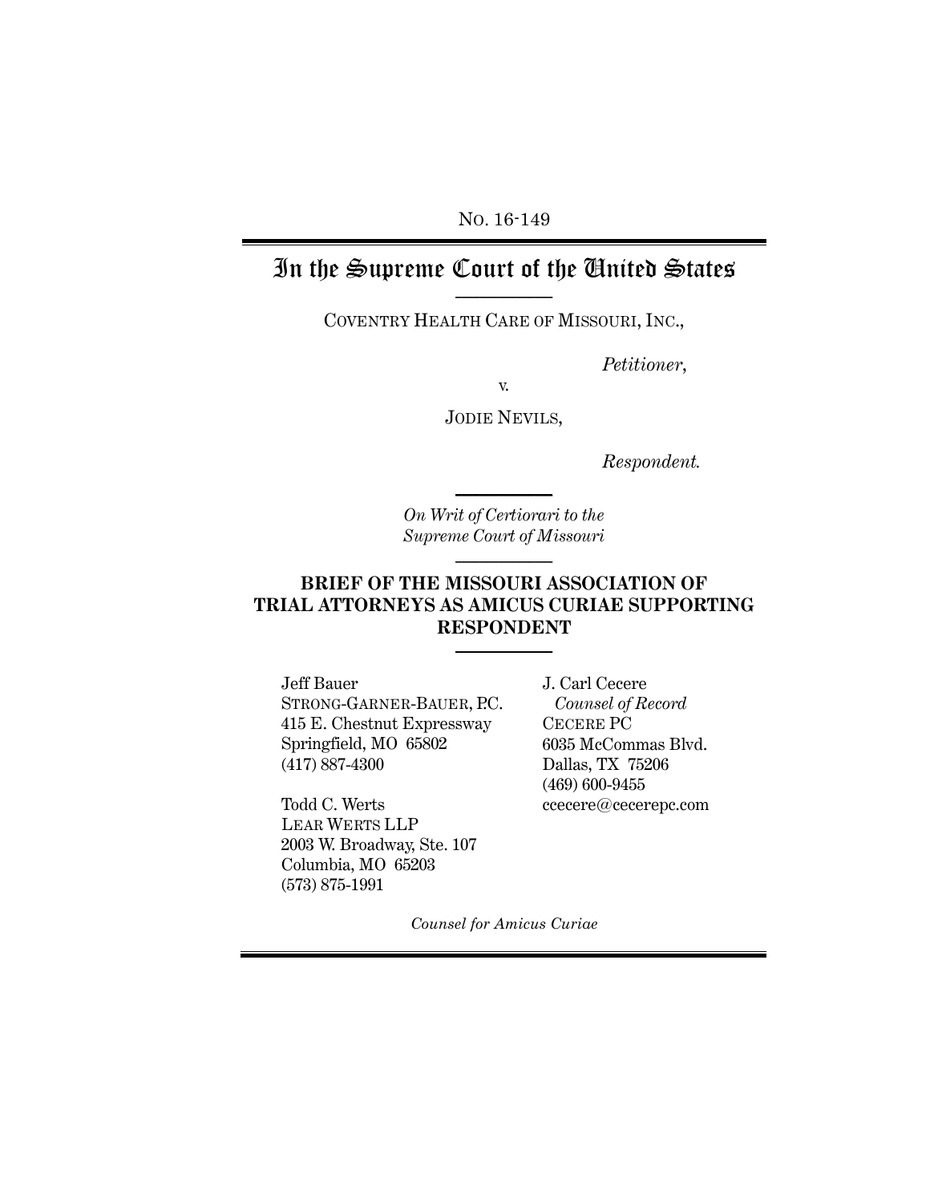No. 16-149

# In the Supreme Court of the United States

COVENTRY HEALTH CARE OF MISSOURI, INC.,

*Petitioner*,

v.

JODIE NEVILS,

*Respondent.*

*On Writ of Certiorari to the Supreme Court of Missouri*

## BRIEF OF THE MISSOURI ASSOCIATION OF TRIAL ATTORNEYS AS AMICUS CURIAE SUPPORTING RESPONDENT

Jeff Bauer
STRONG-GARNER-BAUER, P.C.
415 E. Chestnut Expressway
Springfield, MO 65802
(417) 887-4300

Todd C. Werts
LEAR WERTS LLP
2003 W. Broadway, Ste. 107
Columbia, MO 65203
(573) 875-1991

J. Carl Cecere
*Counsel of Record*
CECERE PC
6035 McCommas Blvd.
Dallas, TX 75206
(469) 600-9455
ccecere@cecerepc.com

*Counsel for Amicus Curiae*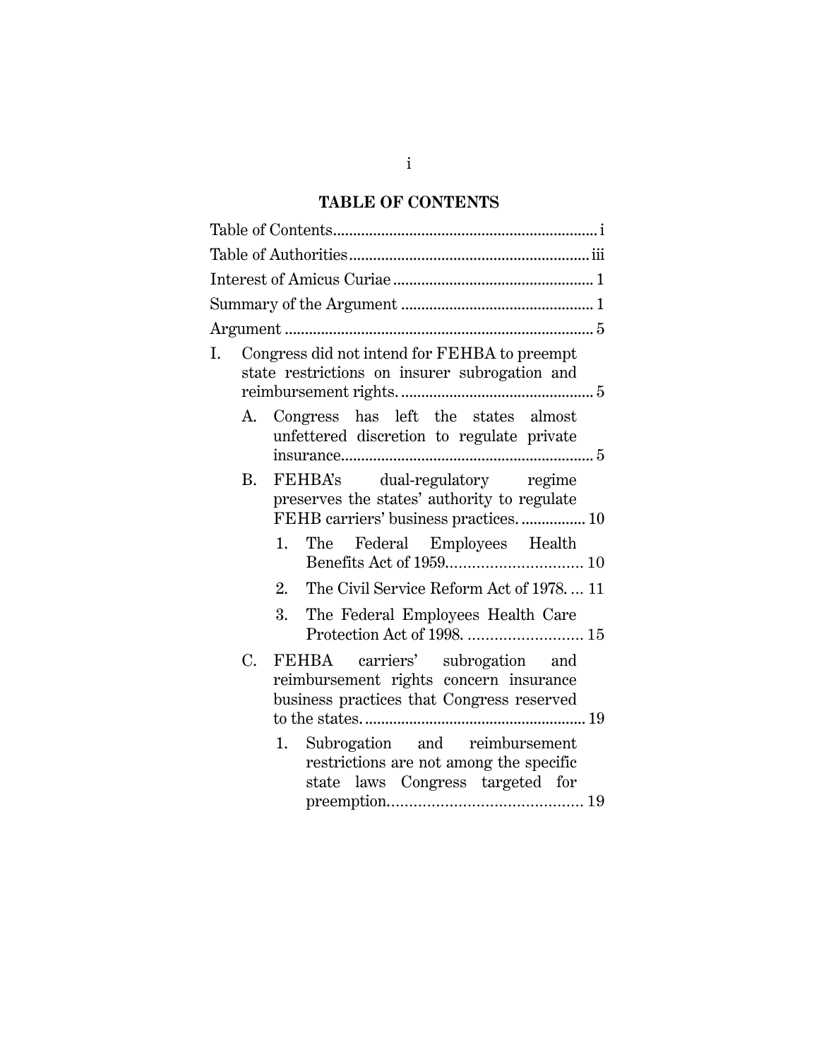# TABLE OF CONTENTS

Table of Contents .................................................................. i

Table of Authorities ........................................................... iii

Interest of Amicus Curiae ................................................. 1

Summary of the Argument ................................................ 1

Argument ............................................................................ 5

I. Congress did not intend for FEHBA to preempt state restrictions on insurer subrogation and reimbursement rights. ................................................ 5

   A. Congress has left the states almost unfettered discretion to regulate private insurance............................................................... 5

   B. FEHBA's dual-regulatory regime preserves the states' authority to regulate FEHB carriers' business practices. ................ 10

      1. The Federal Employees Health Benefits Act of 1959............................... 10

      2. The Civil Service Reform Act of 1978. ... 11

      3. The Federal Employees Health Care Protection Act of 1998. .......................... 15

   C. FEHBA carriers' subrogation and reimbursement rights concern insurance business practices that Congress reserved to the states. ...................................................... 19

      1. Subrogation and reimbursement restrictions are not among the specific state laws Congress targeted for preemption. ........................................... 19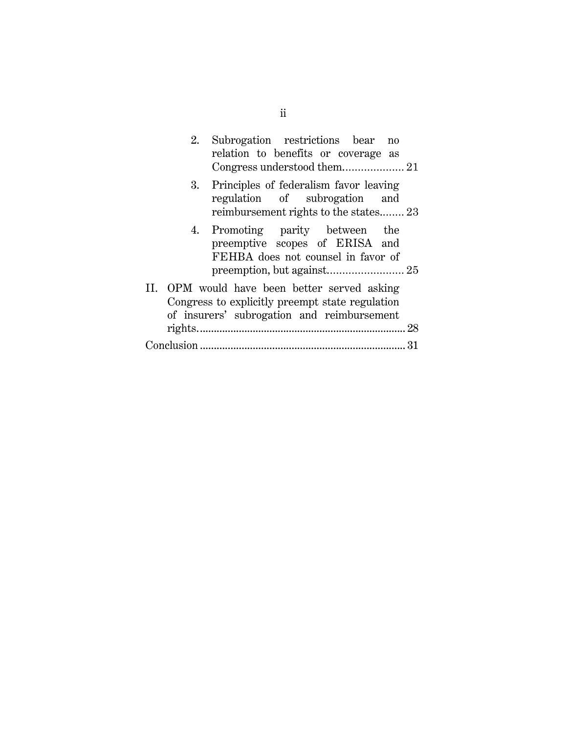2. Subrogation restrictions bear no relation to benefits or coverage as Congress understood them.................... 21

3. Principles of federalism favor leaving regulation of subrogation and reimbursement rights to the states........ 23

4. Promoting parity between the preemptive scopes of ERISA and FEHBA does not counsel in favor of preemption, but against......................... 25

II. OPM would have been better served asking Congress to explicitly preempt state regulation of insurers' subrogation and reimbursement rights.......................................................................... 28

Conclusion ......................................................................... 31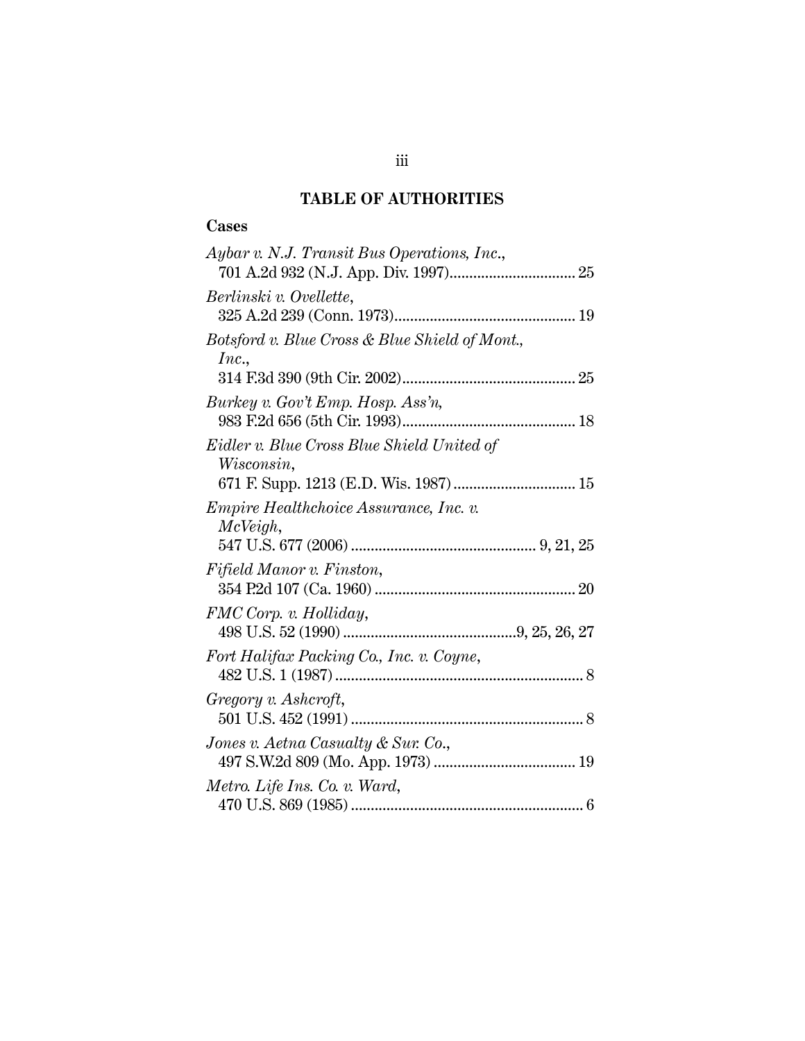## TABLE OF AUTHORITIES

### Cases

*Aybar v. N.J. Transit Bus Operations, Inc.*, 701 A.2d 932 (N.J. App. Div. 1997) ............................... 25

*Berlinski v. Ovellette*, 325 A.2d 239 (Conn. 1973) ............................................. 19

*Botsford v. Blue Cross & Blue Shield of Mont., Inc.*, 314 F.3d 390 (9th Cir. 2002) ........................................... 25

*Burkey v. Gov't Emp. Hosp. Ass'n*, 983 F.2d 656 (5th Cir. 1993) ........................................... 18

*Eidler v. Blue Cross Blue Shield United of Wisconsin*, 671 F. Supp. 1213 (E.D. Wis. 1987) .............................. 15

*Empire Healthchoice Assurance, Inc. v. McVeigh*, 547 U.S. 677 (2006) .............................................. 9, 21, 25

*Fifield Manor v. Finston*, 354 P.2d 107 (Ca. 1960) .................................................. 20

*FMC Corp. v. Holliday*, 498 U.S. 52 (1990) ...........................................9, 25, 26, 27

*Fort Halifax Packing Co., Inc. v. Coyne*, 482 U.S. 1 (1987) .............................................................. 8

*Gregory v. Ashcroft*, 501 U.S. 452 (1991) .......................................................... 8

*Jones v. Aetna Casualty & Sur. Co.*, 497 S.W.2d 809 (Mo. App. 1973) ................................... 19

*Metro. Life Ins. Co. v. Ward*, 470 U.S. 869 (1985) .......................................................... 6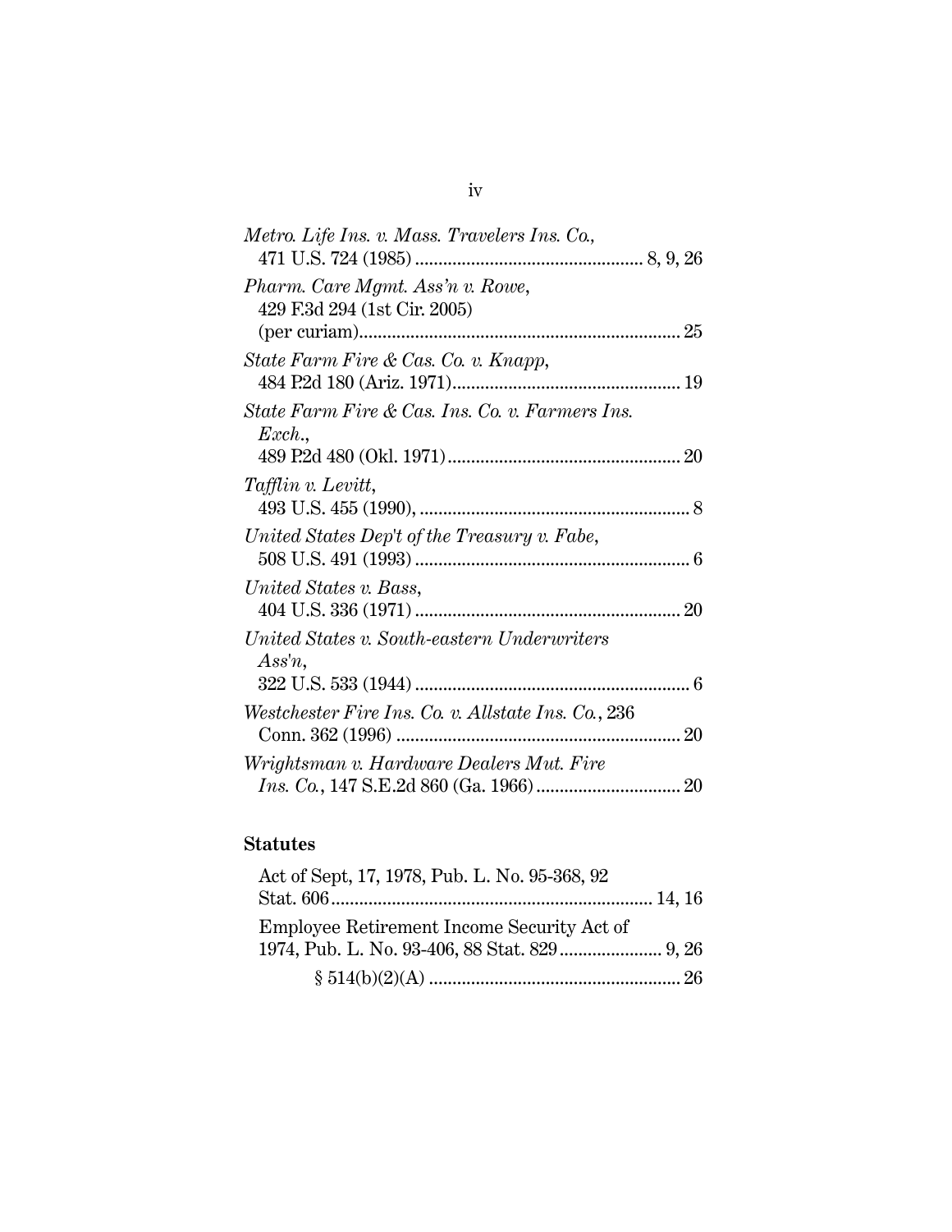*Metro. Life Ins. v. Mass. Travelers Ins. Co.*, 471 U.S. 724 (1985) ................................................ 8, 9, 26

*Pharm. Care Mgmt. Ass'n v. Rowe*, 429 F.3d 294 (1st Cir. 2005) (per curiam).................................................................... 25

*State Farm Fire & Cas. Co. v. Knapp*, 484 P.2d 180 (Ariz. 1971)................................................ 19

*State Farm Fire & Cas. Ins. Co. v. Farmers Ins. Exch.*, 489 P.2d 480 (Okl. 1971)................................................. 20

*Tafflin v. Levitt*, 493 U.S. 455 (1990), .......................................................... 8

*United States Dep't of the Treasury v. Fabe*, 508 U.S. 491 (1993) .......................................................... 6

*United States v. Bass*, 404 U.S. 336 (1971) ........................................................ 20

*United States v. South-eastern Underwriters Ass'n*, 322 U.S. 533 (1944) .......................................................... 6

*Westchester Fire Ins. Co. v. Allstate Ins. Co.*, 236 Conn. 362 (1996) ............................................................ 20

*Wrightsman v. Hardware Dealers Mut. Fire Ins. Co.*, 147 S.E.2d 860 (Ga. 1966) .............................. 20

**Statutes**

Act of Sept, 17, 1978, Pub. L. No. 95-368, 92 Stat. 606.................................................................... 14, 16

Employee Retirement Income Security Act of 1974, Pub. L. No. 93-406, 88 Stat. 829...................... 9, 26

§ 514(b)(2)(A) ..................................................... 26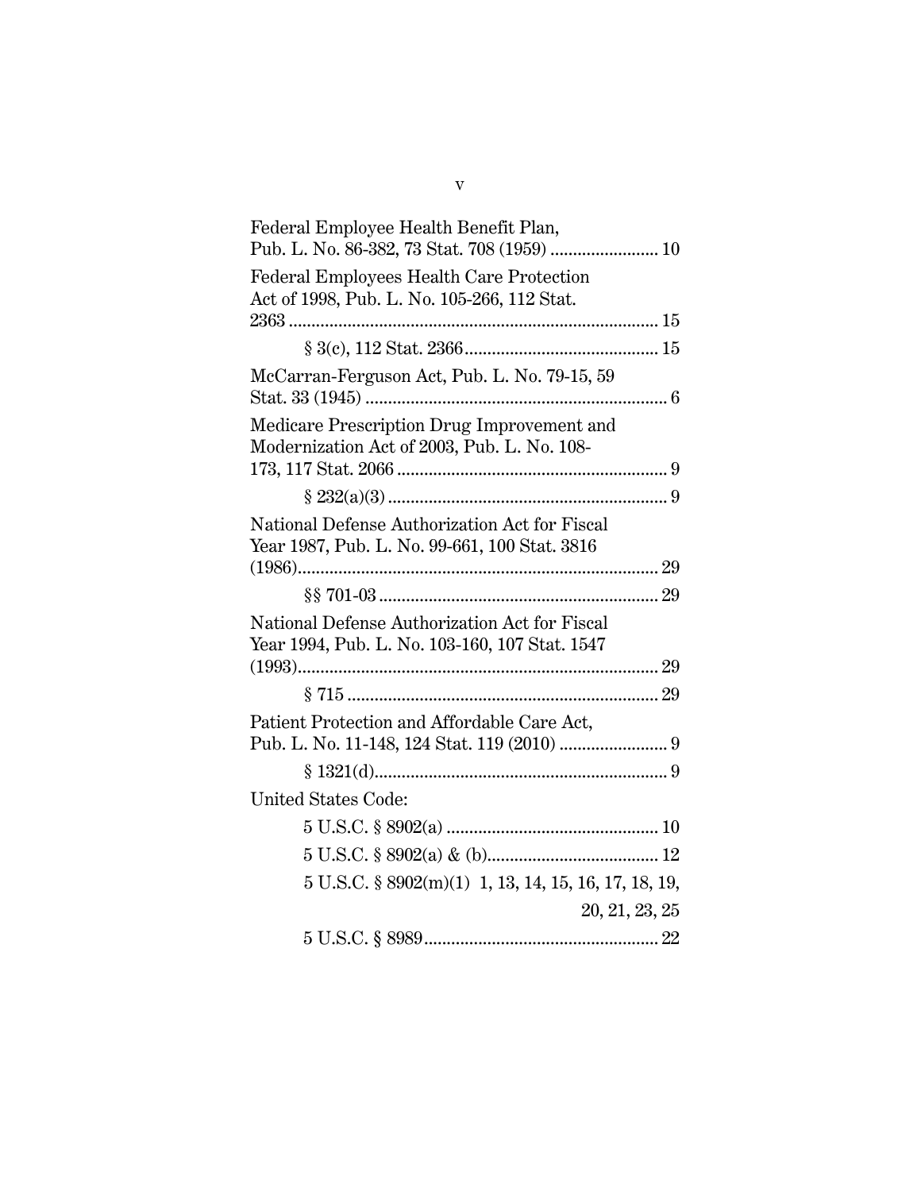Federal Employee Health Benefit Plan, Pub. L. No. 86-382, 73 Stat. 708 (1959) ........................ 10

Federal Employees Health Care Protection Act of 1998, Pub. L. No. 105-266, 112 Stat. 2363 ................................................................................. 15

§ 3(c), 112 Stat. 2366........................................... 15

McCarran-Ferguson Act, Pub. L. No. 79-15, 59 Stat. 33 (1945) .................................................................. 6

Medicare Prescription Drug Improvement and Modernization Act of 2003, Pub. L. No. 108-173, 117 Stat. 2066 ............................................................ 9

§ 232(a)(3) .............................................................. 9

National Defense Authorization Act for Fiscal Year 1987, Pub. L. No. 99-661, 100 Stat. 3816 (1986)............................................................................... 29

§§ 701-03 .............................................................. 29

National Defense Authorization Act for Fiscal Year 1994, Pub. L. No. 103-160, 107 Stat. 1547 (1993)............................................................................... 29

§ 715 ..................................................................... 29

Patient Protection and Affordable Care Act, Pub. L. No. 11-148, 124 Stat. 119 (2010) ........................ 9

§ 1321(d)................................................................. 9

United States Code:

5 U.S.C. § 8902(a) ............................................... 10

5 U.S.C. § 8902(a) & (b)...................................... 12

5 U.S.C. § 8902(m)(1) 1, 13, 14, 15, 16, 17, 18, 19, 20, 21, 23, 25

5 U.S.C. § 8989.................................................... 22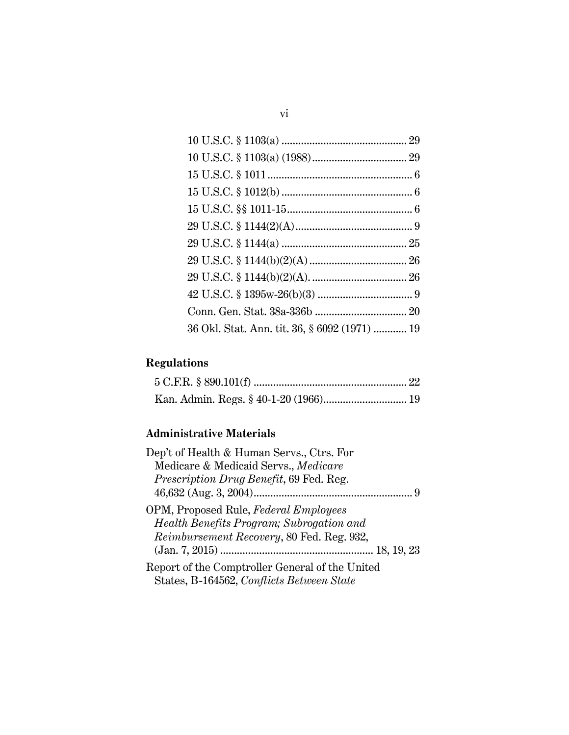10 U.S.C. § 1103(a) ............................................ 29

10 U.S.C. § 1103(a) (1988) ................................ 29

15 U.S.C. § 1011 .................................................. 6

15 U.S.C. § 1012(b) .............................................. 6

15 U.S.C. §§ 1011-15 ............................................ 6

29 U.S.C. § 1144(2)(A) ......................................... 9

29 U.S.C. § 1144(a) ............................................ 25

29 U.S.C. § 1144(b)(2)(A) .................................. 26

29 U.S.C. § 1144(b)(2)(A). .................................. 26

42 U.S.C. § 1395w-26(b)(3) ................................. 9

Conn. Gen. Stat. 38a-336b ................................. 20

36 Okl. Stat. Ann. tit. 36, § 6092 (1971) ............ 19

## Regulations

5 C.F.R. § 890.101(f) ........................................... 22

Kan. Admin. Regs. § 40-1-20 (1966) .................... 19

## Administrative Materials

Dep't of Health & Human Servs., Ctrs. For Medicare & Medicaid Servs., *Medicare Prescription Drug Benefit*, 69 Fed. Reg. 46,632 (Aug. 3, 2004) ........................................................ 9

OPM, Proposed Rule, *Federal Employees Health Benefits Program; Subrogation and Reimbursement Recovery*, 80 Fed. Reg. 932, (Jan. 7, 2015) ...................................................... 18, 19, 23

Report of the Comptroller General of the United States, B-164562, *Conflicts Between State*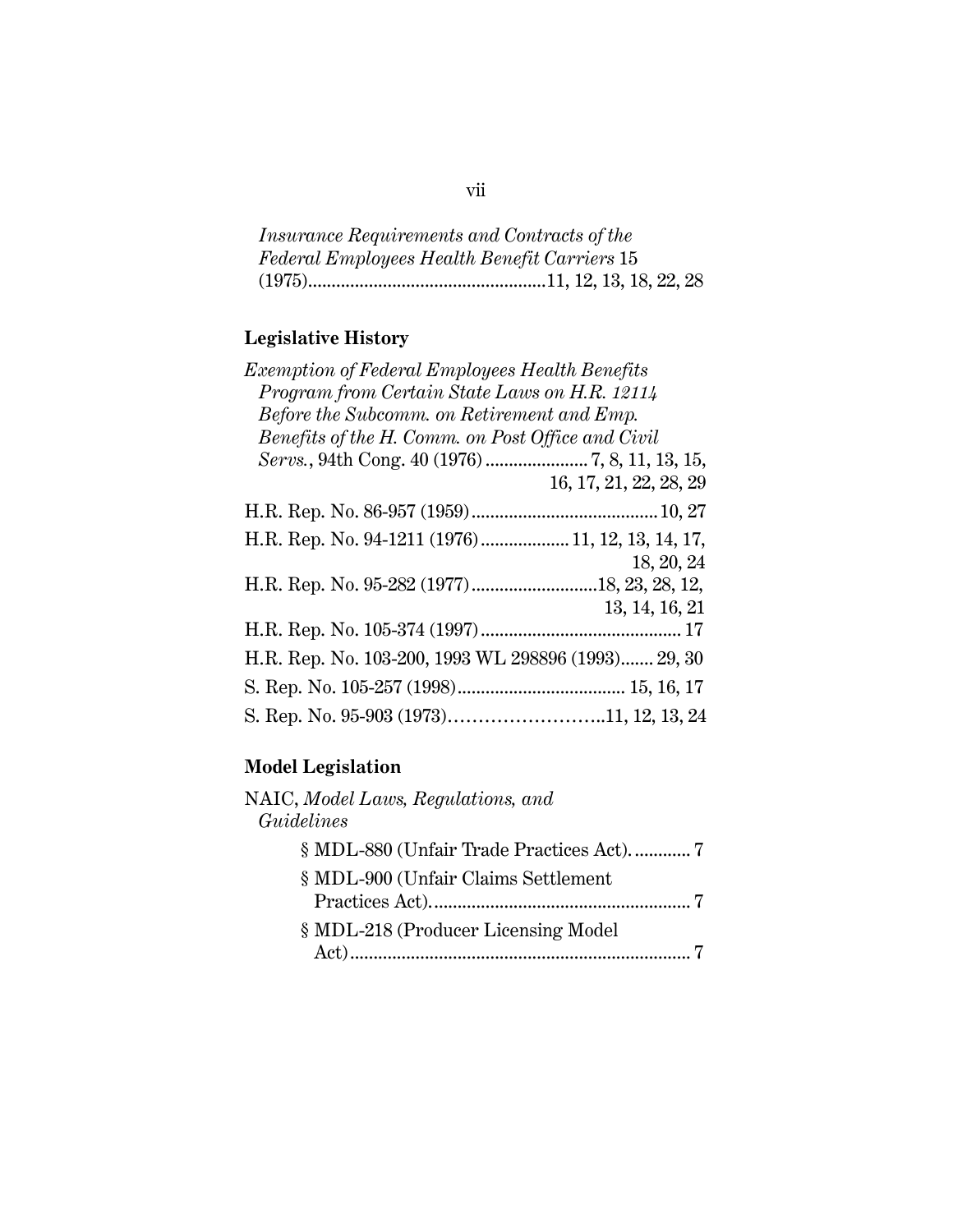*Insurance Requirements and Contracts of the Federal Employees Health Benefit Carriers* 15 (1975)...................................................11, 12, 13, 18, 22, 28

**Legislative History**

*Exemption of Federal Employees Health Benefits Program from Certain State Laws on H.R. 12114 Before the Subcomm. on Retirement and Emp. Benefits of the H. Comm. on Post Office and Civil Servs.*, 94th Cong. 40 (1976) ...................... 7, 8, 11, 13, 15, 16, 17, 21, 22, 28, 29

H.R. Rep. No. 86-957 (1959)........................................10, 27

H.R. Rep. No. 94-1211 (1976)................... 11, 12, 13, 14, 17, 18, 20, 24

H.R. Rep. No. 95-282 (1977)...........................18, 23, 28, 12, 13, 14, 16, 21

H.R. Rep. No. 105-374 (1997)........................................... 17

H.R. Rep. No. 103-200, 1993 WL 298896 (1993)....... 29, 30

S. Rep. No. 105-257 (1998).................................... 15, 16, 17

S. Rep. No. 95-903 (1973)……………………..11, 12, 13, 24

**Model Legislation**

NAIC, *Model Laws, Regulations, and Guidelines*

§ MDL-880 (Unfair Trade Practices Act). ........... 7

§ MDL-900 (Unfair Claims Settlement Practices Act)....................................................... 7

§ MDL-218 (Producer Licensing Model Act)......................................................................... 7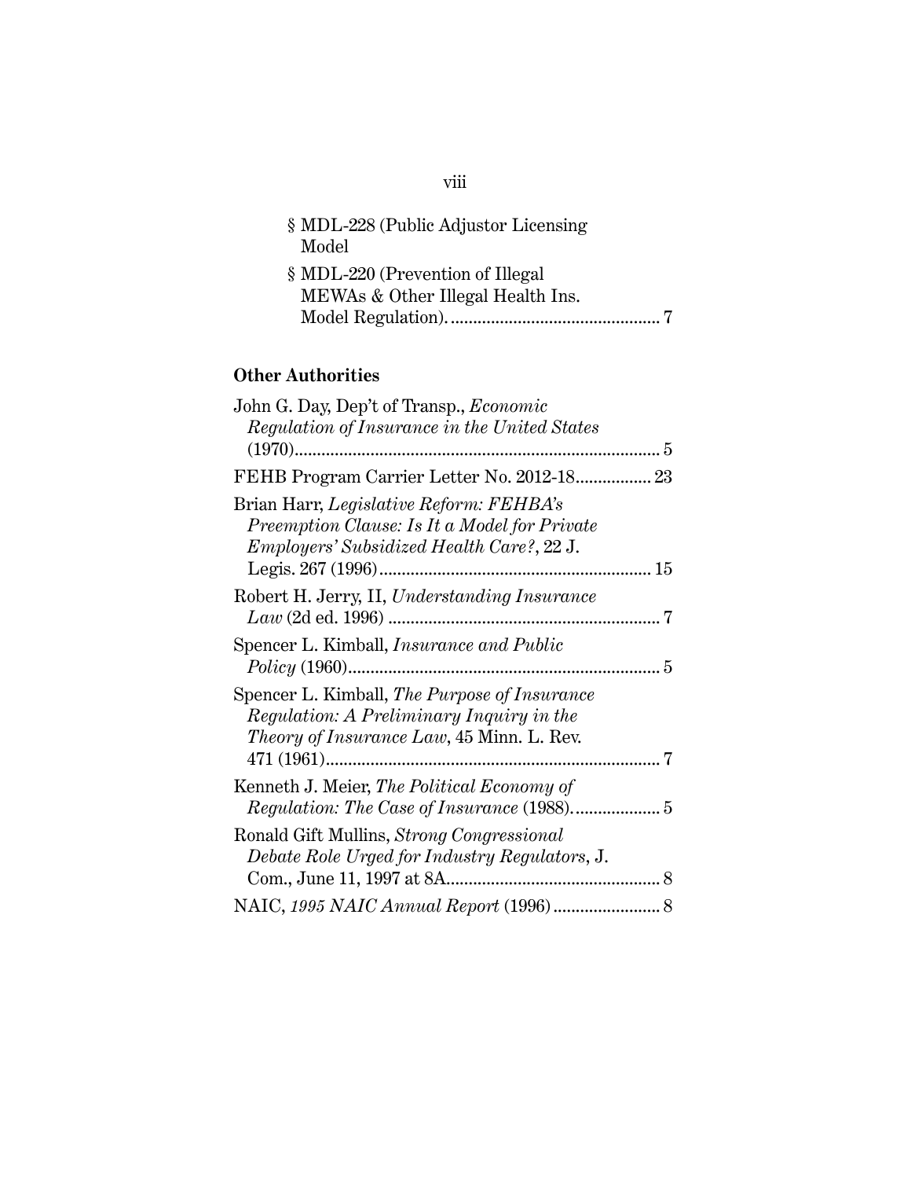§ MDL-228 (Public Adjustor Licensing Model

§ MDL-220 (Prevention of Illegal MEWAs & Other Illegal Health Ins. Model Regulation)............................................... 7

## Other Authorities

John G. Day, Dep't of Transp., *Economic Regulation of Insurance in the United States* (1970)................................................................................. 5

FEHB Program Carrier Letter No. 2012-18................. 23

Brian Harr, *Legislative Reform: FEHBA's Preemption Clause: Is It a Model for Private Employers' Subsidized Health Care?*, 22 J. Legis. 267 (1996)............................................................. 15

Robert H. Jerry, II, *Understanding Insurance Law* (2d ed. 1996) ............................................................. 7

Spencer L. Kimball, *Insurance and Public Policy* (1960)...................................................................... 5

Spencer L. Kimball, *The Purpose of Insurance Regulation: A Preliminary Inquiry in the Theory of Insurance Law*, 45 Minn. L. Rev. 471 (1961)......................................................................... 7

Kenneth J. Meier, *The Political Economy of Regulation: The Case of Insurance* (1988)................... 5

Ronald Gift Mullins, *Strong Congressional Debate Role Urged for Industry Regulators*, J. Com., June 11, 1997 at 8A................................................ 8

NAIC, *1995 NAIC Annual Report* (1996)........................ 8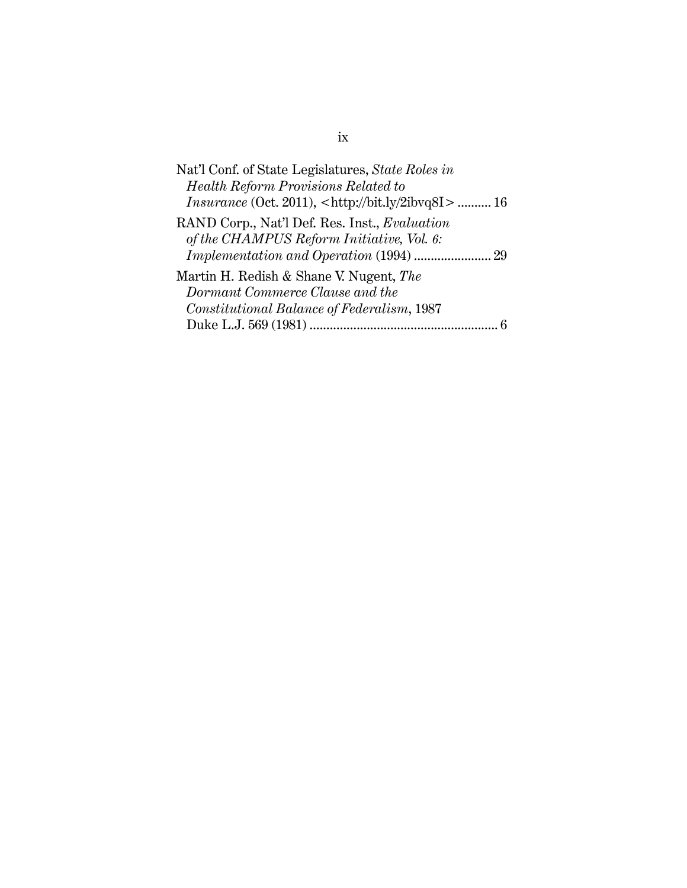Nat'l Conf. of State Legislatures, *State Roles in Health Reform Provisions Related to Insurance* (Oct. 2011), <http://bit.ly/2ibvq8I> .......... 16

RAND Corp., Nat'l Def. Res. Inst., *Evaluation of the CHAMPUS Reform Initiative, Vol. 6: Implementation and Operation* (1994) ....................... 29

Martin H. Redish & Shane V. Nugent, *The Dormant Commerce Clause and the Constitutional Balance of Federalism*, 1987 Duke L.J. 569 (1981) ........................................................ 6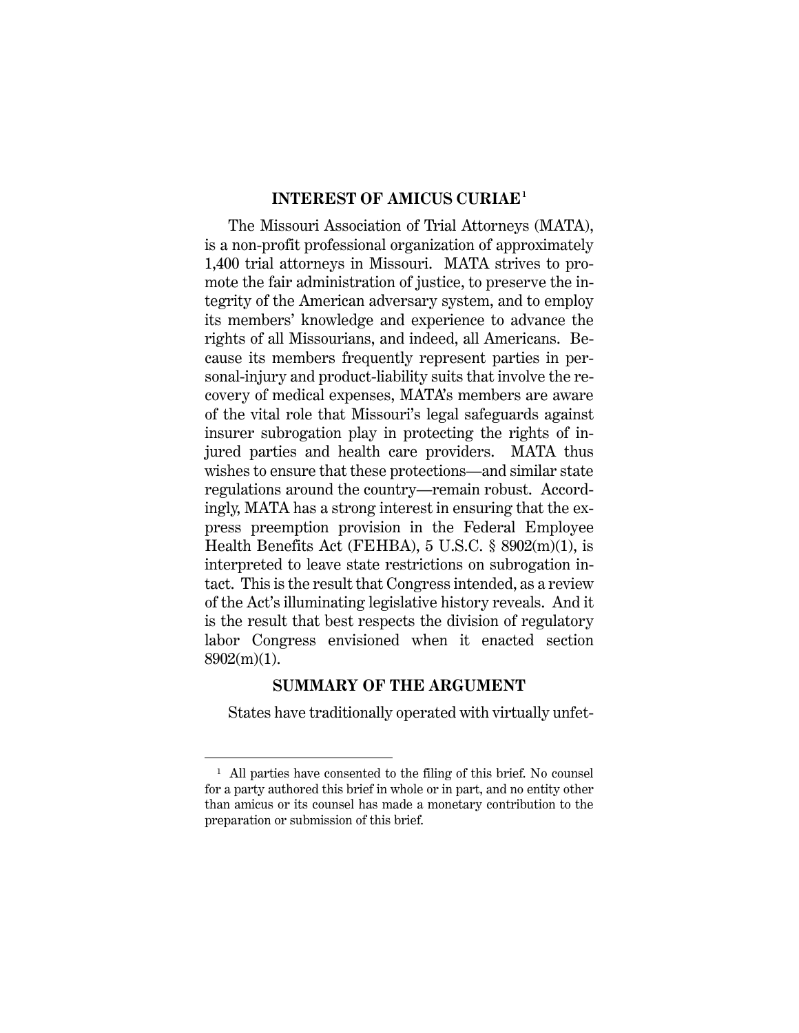## INTEREST OF AMICUS CURIAE[1]

The Missouri Association of Trial Attorneys (MATA), is a non-profit professional organization of approximately 1,400 trial attorneys in Missouri. MATA strives to promote the fair administration of justice, to preserve the integrity of the American adversary system, and to employ its members' knowledge and experience to advance the rights of all Missourians, and indeed, all Americans. Because its members frequently represent parties in personal-injury and product-liability suits that involve the recovery of medical expenses, MATA's members are aware of the vital role that Missouri's legal safeguards against insurer subrogation play in protecting the rights of injured parties and health care providers. MATA thus wishes to ensure that these protections—and similar state regulations around the country—remain robust. Accordingly, MATA has a strong interest in ensuring that the express preemption provision in the Federal Employee Health Benefits Act (FEHBA), 5 U.S.C. § 8902(m)(1), is interpreted to leave state restrictions on subrogation intact. This is the result that Congress intended, as a review of the Act's illuminating legislative history reveals. And it is the result that best respects the division of regulatory labor Congress envisioned when it enacted section 8902(m)(1).

## SUMMARY OF THE ARGUMENT

States have traditionally operated with virtually unfet-

---

[1] All parties have consented to the filing of this brief. No counsel for a party authored this brief in whole or in part, and no entity other than amicus or its counsel has made a monetary contribution to the preparation or submission of this brief.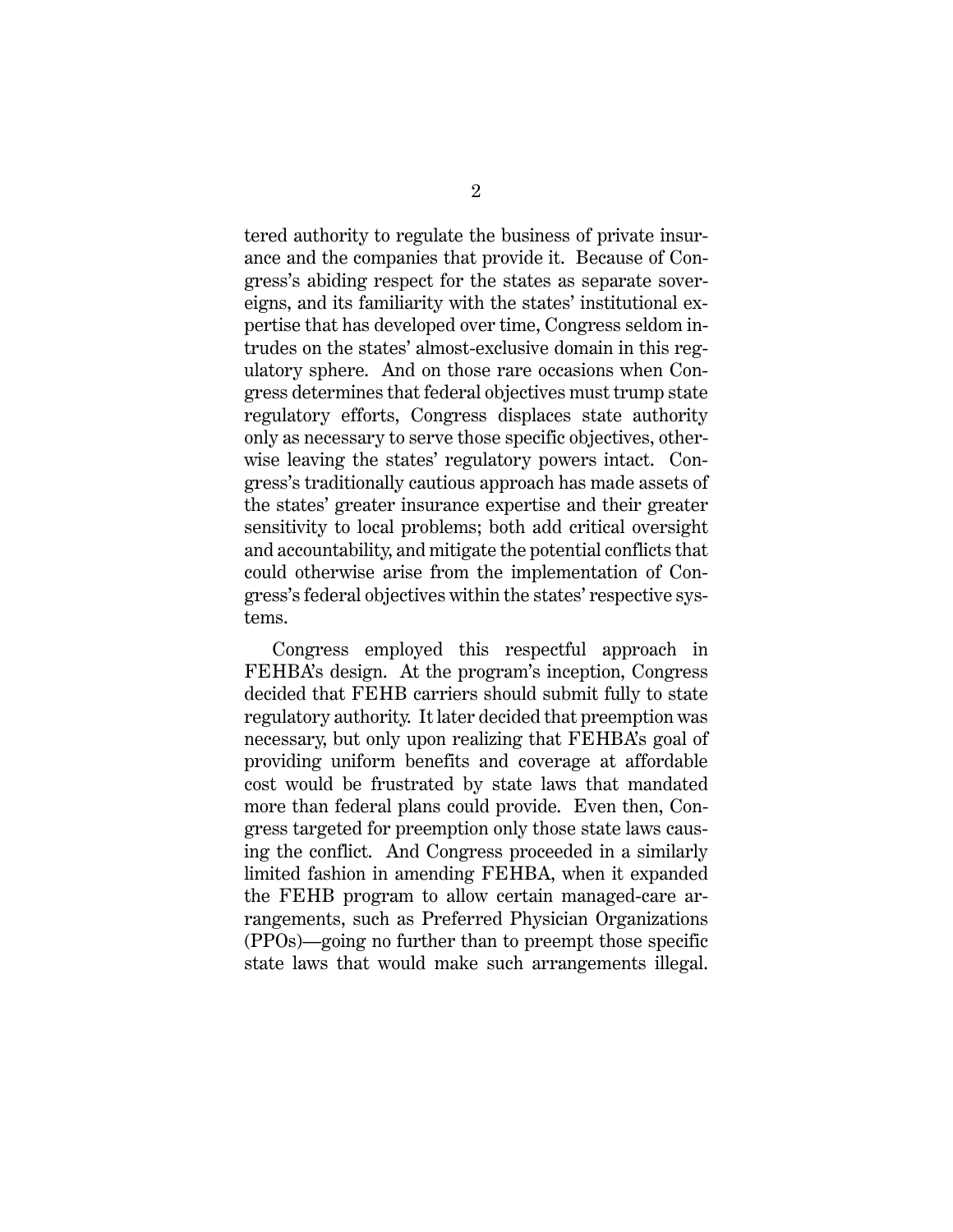tered authority to regulate the business of private insurance and the companies that provide it. Because of Congress's abiding respect for the states as separate sovereigns, and its familiarity with the states' institutional expertise that has developed over time, Congress seldom intrudes on the states' almost-exclusive domain in this regulatory sphere. And on those rare occasions when Congress determines that federal objectives must trump state regulatory efforts, Congress displaces state authority only as necessary to serve those specific objectives, otherwise leaving the states' regulatory powers intact. Congress's traditionally cautious approach has made assets of the states' greater insurance expertise and their greater sensitivity to local problems; both add critical oversight and accountability, and mitigate the potential conflicts that could otherwise arise from the implementation of Congress's federal objectives within the states' respective systems.

Congress employed this respectful approach in FEHBA's design. At the program's inception, Congress decided that FEHB carriers should submit fully to state regulatory authority. It later decided that preemption was necessary, but only upon realizing that FEHBA's goal of providing uniform benefits and coverage at affordable cost would be frustrated by state laws that mandated more than federal plans could provide. Even then, Congress targeted for preemption only those state laws causing the conflict. And Congress proceeded in a similarly limited fashion in amending FEHBA, when it expanded the FEHB program to allow certain managed-care arrangements, such as Preferred Physician Organizations (PPOs)—going no further than to preempt those specific state laws that would make such arrangements illegal.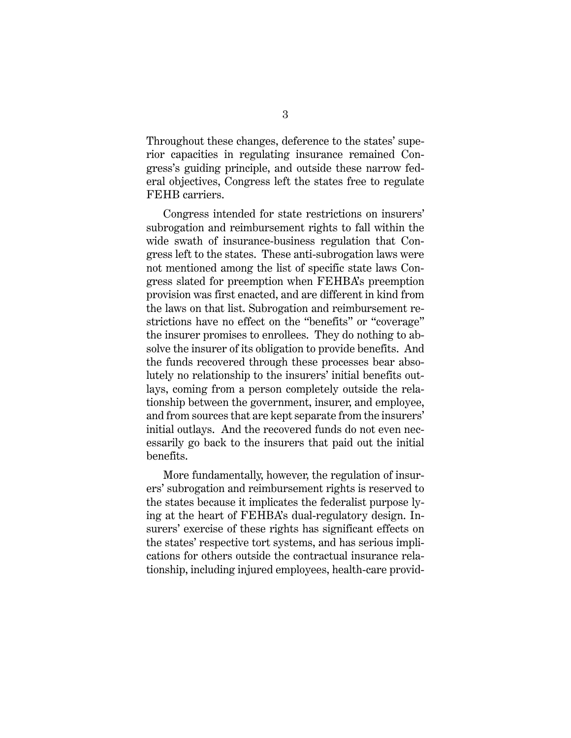Throughout these changes, deference to the states' superior capacities in regulating insurance remained Congress's guiding principle, and outside these narrow federal objectives, Congress left the states free to regulate FEHB carriers.

Congress intended for state restrictions on insurers' subrogation and reimbursement rights to fall within the wide swath of insurance-business regulation that Congress left to the states. These anti-subrogation laws were not mentioned among the list of specific state laws Congress slated for preemption when FEHBA's preemption provision was first enacted, and are different in kind from the laws on that list. Subrogation and reimbursement restrictions have no effect on the "benefits" or "coverage" the insurer promises to enrollees. They do nothing to absolve the insurer of its obligation to provide benefits. And the funds recovered through these processes bear absolutely no relationship to the insurers' initial benefits outlays, coming from a person completely outside the relationship between the government, insurer, and employee, and from sources that are kept separate from the insurers' initial outlays. And the recovered funds do not even necessarily go back to the insurers that paid out the initial benefits.

More fundamentally, however, the regulation of insurers' subrogation and reimbursement rights is reserved to the states because it implicates the federalist purpose lying at the heart of FEHBA's dual-regulatory design. Insurers' exercise of these rights has significant effects on the states' respective tort systems, and has serious implications for others outside the contractual insurance relationship, including injured employees, health-care provid-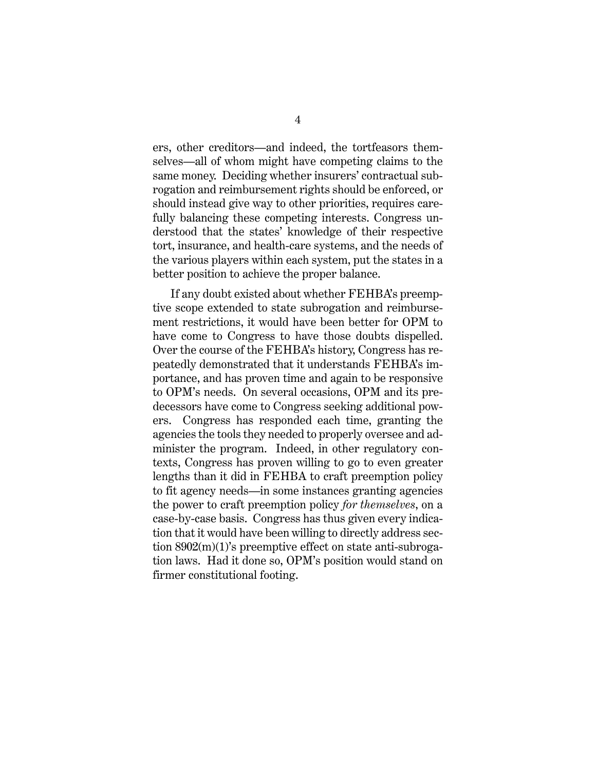ers, other creditors—and indeed, the tortfeasors themselves—all of whom might have competing claims to the same money. Deciding whether insurers' contractual subrogation and reimbursement rights should be enforced, or should instead give way to other priorities, requires carefully balancing these competing interests. Congress understood that the states' knowledge of their respective tort, insurance, and health-care systems, and the needs of the various players within each system, put the states in a better position to achieve the proper balance.

If any doubt existed about whether FEHBA's preemptive scope extended to state subrogation and reimbursement restrictions, it would have been better for OPM to have come to Congress to have those doubts dispelled. Over the course of the FEHBA's history, Congress has repeatedly demonstrated that it understands FEHBA's importance, and has proven time and again to be responsive to OPM's needs. On several occasions, OPM and its predecessors have come to Congress seeking additional powers. Congress has responded each time, granting the agencies the tools they needed to properly oversee and administer the program. Indeed, in other regulatory contexts, Congress has proven willing to go to even greater lengths than it did in FEHBA to craft preemption policy to fit agency needs—in some instances granting agencies the power to craft preemption policy *for themselves*, on a case-by-case basis. Congress has thus given every indication that it would have been willing to directly address section 8902(m)(1)'s preemptive effect on state anti-subrogation laws. Had it done so, OPM's position would stand on firmer constitutional footing.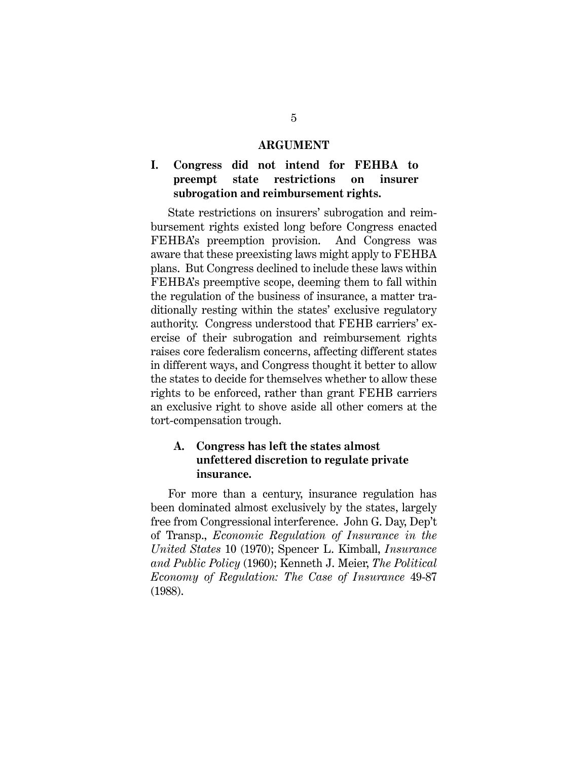## ARGUMENT

### I. Congress did not intend for FEHBA to preempt state restrictions on insurer subrogation and reimbursement rights.

State restrictions on insurers' subrogation and reimbursement rights existed long before Congress enacted FEHBA's preemption provision. And Congress was aware that these preexisting laws might apply to FEHBA plans. But Congress declined to include these laws within FEHBA's preemptive scope, deeming them to fall within the regulation of the business of insurance, a matter traditionally resting within the states' exclusive regulatory authority. Congress understood that FEHB carriers' exercise of their subrogation and reimbursement rights raises core federalism concerns, affecting different states in different ways, and Congress thought it better to allow the states to decide for themselves whether to allow these rights to be enforced, rather than grant FEHB carriers an exclusive right to shove aside all other comers at the tort-compensation trough.

#### A. Congress has left the states almost unfettered discretion to regulate private insurance.

For more than a century, insurance regulation has been dominated almost exclusively by the states, largely free from Congressional interference. John G. Day, Dep't of Transp., *Economic Regulation of Insurance in the United States* 10 (1970); Spencer L. Kimball, *Insurance and Public Policy* (1960); Kenneth J. Meier, *The Political Economy of Regulation: The Case of Insurance* 49-87 (1988).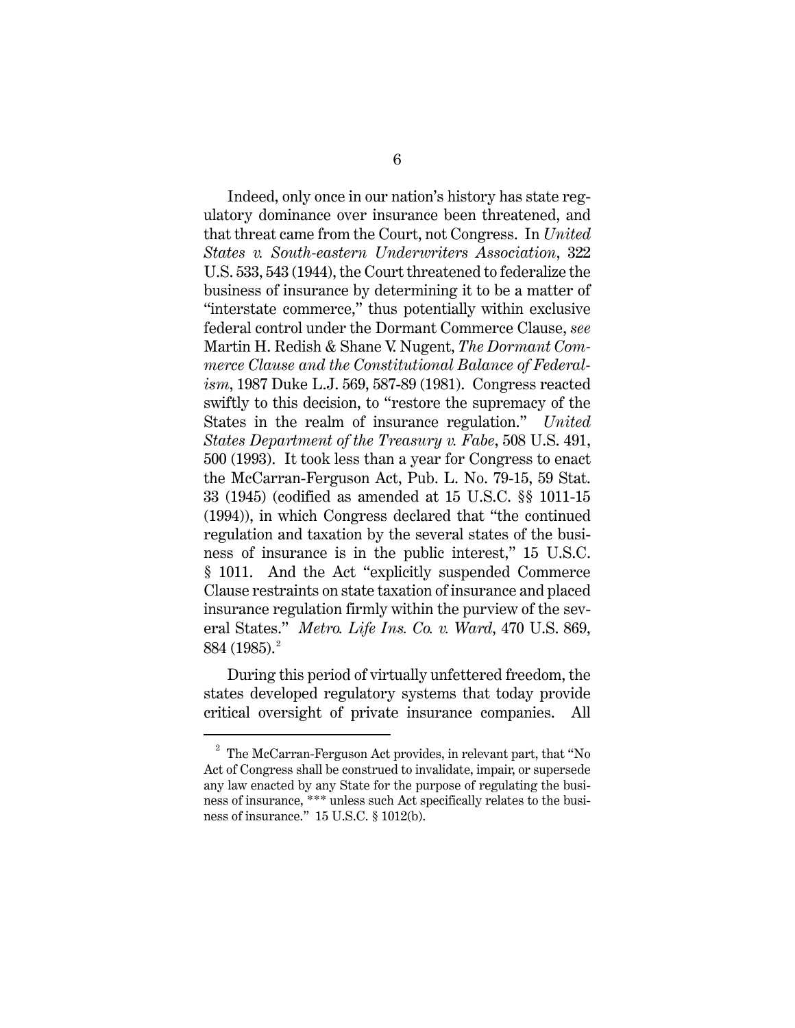Indeed, only once in our nation's history has state regulatory dominance over insurance been threatened, and that threat came from the Court, not Congress. In *United States v. South-eastern Underwriters Association*, 322 U.S. 533, 543 (1944), the Court threatened to federalize the business of insurance by determining it to be a matter of "interstate commerce," thus potentially within exclusive federal control under the Dormant Commerce Clause, *see* Martin H. Redish & Shane V. Nugent, *The Dormant Commerce Clause and the Constitutional Balance of Federalism*, 1987 Duke L.J. 569, 587-89 (1981). Congress reacted swiftly to this decision, to "restore the supremacy of the States in the realm of insurance regulation." *United States Department of the Treasury v. Fabe*, 508 U.S. 491, 500 (1993). It took less than a year for Congress to enact the McCarran-Ferguson Act, Pub. L. No. 79-15, 59 Stat. 33 (1945) (codified as amended at 15 U.S.C. §§ 1011-15 (1994)), in which Congress declared that "the continued regulation and taxation by the several states of the business of insurance is in the public interest," 15 U.S.C. § 1011. And the Act "explicitly suspended Commerce Clause restraints on state taxation of insurance and placed insurance regulation firmly within the purview of the several States." *Metro. Life Ins. Co. v. Ward*, 470 U.S. 869, 884 (1985).[2]

During this period of virtually unfettered freedom, the states developed regulatory systems that today provide critical oversight of private insurance companies. All

---

[2] The McCarran-Ferguson Act provides, in relevant part, that "No Act of Congress shall be construed to invalidate, impair, or supersede any law enacted by any State for the purpose of regulating the business of insurance, *** unless such Act specifically relates to the business of insurance." 15 U.S.C. § 1012(b).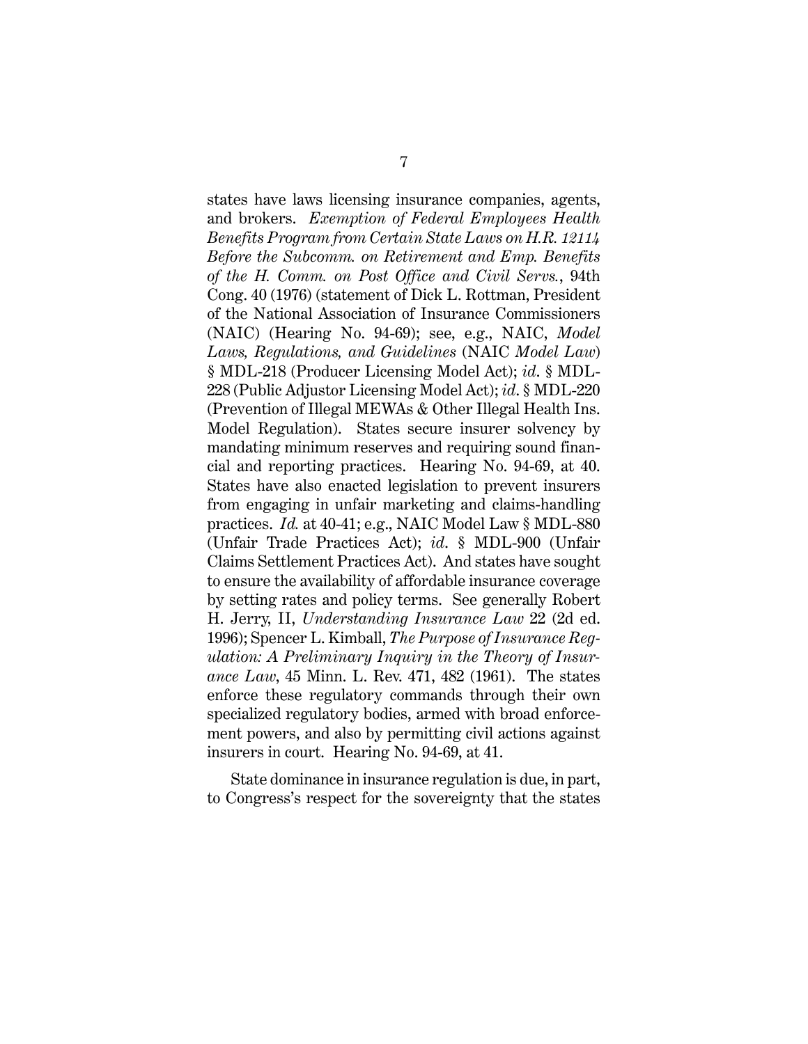states have laws licensing insurance companies, agents, and brokers. *Exemption of Federal Employees Health Benefits Program from Certain State Laws on H.R. 12114 Before the Subcomm. on Retirement and Emp. Benefits of the H. Comm. on Post Office and Civil Servs.*, 94th Cong. 40 (1976) (statement of Dick L. Rottman, President of the National Association of Insurance Commissioners (NAIC) (Hearing No. 94-69); see, e.g., NAIC, *Model Laws, Regulations, and Guidelines* (NAIC *Model Law*) § MDL-218 (Producer Licensing Model Act); *id*. § MDL-228 (Public Adjustor Licensing Model Act); *id*. § MDL-220 (Prevention of Illegal MEWAs & Other Illegal Health Ins. Model Regulation). States secure insurer solvency by mandating minimum reserves and requiring sound financial and reporting practices. Hearing No. 94-69, at 40. States have also enacted legislation to prevent insurers from engaging in unfair marketing and claims-handling practices. *Id.* at 40-41; e.g., NAIC Model Law § MDL-880 (Unfair Trade Practices Act); *id*. § MDL-900 (Unfair Claims Settlement Practices Act). And states have sought to ensure the availability of affordable insurance coverage by setting rates and policy terms. See generally Robert H. Jerry, II, *Understanding Insurance Law* 22 (2d ed. 1996); Spencer L. Kimball, *The Purpose of Insurance Regulation: A Preliminary Inquiry in the Theory of Insurance Law*, 45 Minn. L. Rev. 471, 482 (1961). The states enforce these regulatory commands through their own specialized regulatory bodies, armed with broad enforcement powers, and also by permitting civil actions against insurers in court. Hearing No. 94-69, at 41.

State dominance in insurance regulation is due, in part, to Congress's respect for the sovereignty that the states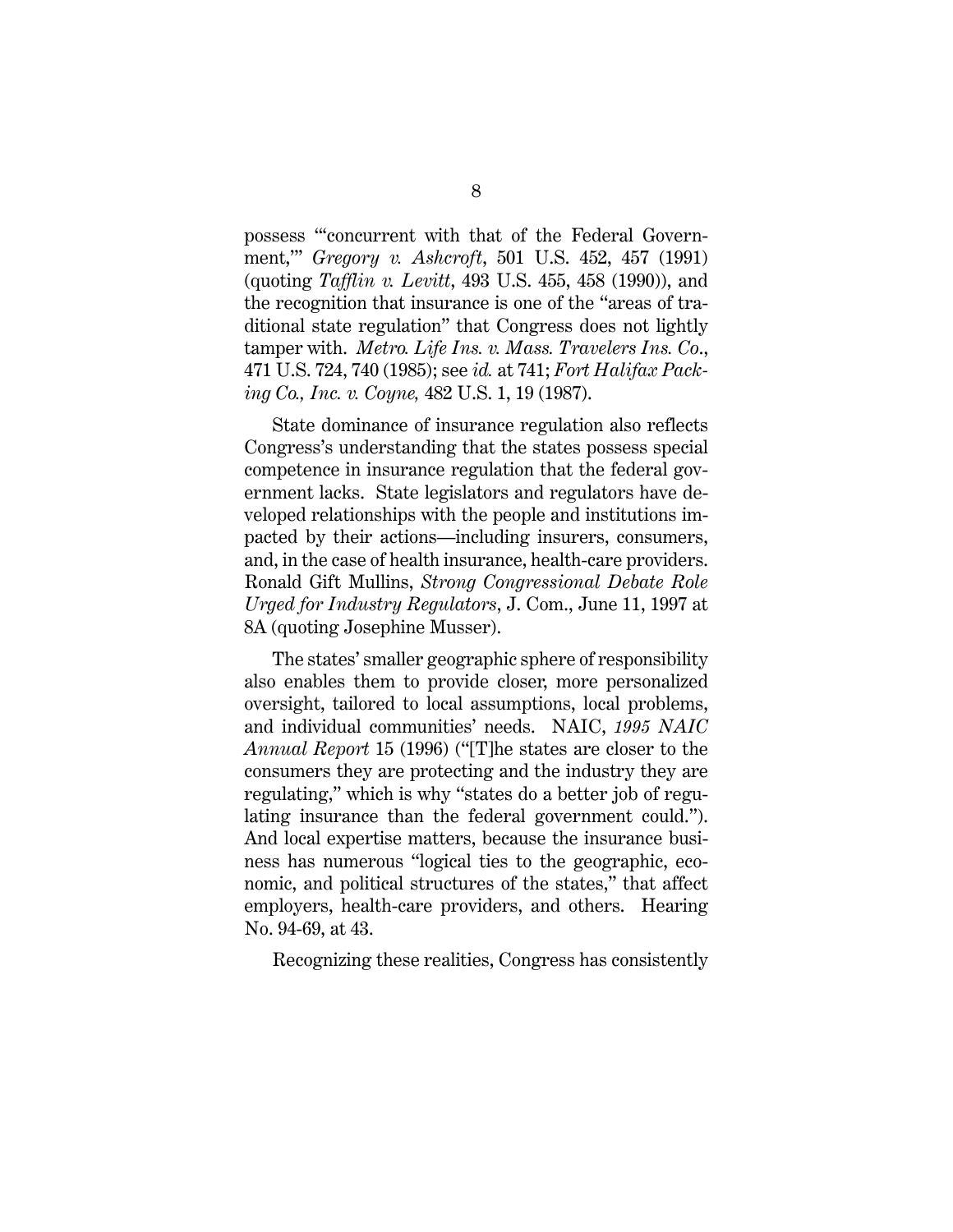possess "'concurrent with that of the Federal Government,'" *Gregory v. Ashcroft*, 501 U.S. 452, 457 (1991) (quoting *Tafflin v. Levitt*, 493 U.S. 455, 458 (1990)), and the recognition that insurance is one of the "areas of traditional state regulation" that Congress does not lightly tamper with. *Metro. Life Ins. v. Mass. Travelers Ins. Co.*, 471 U.S. 724, 740 (1985); see *id.* at 741; *Fort Halifax Packing Co., Inc. v. Coyne,* 482 U.S. 1, 19 (1987).

State dominance of insurance regulation also reflects Congress's understanding that the states possess special competence in insurance regulation that the federal government lacks. State legislators and regulators have developed relationships with the people and institutions impacted by their actions—including insurers, consumers, and, in the case of health insurance, health-care providers. Ronald Gift Mullins, *Strong Congressional Debate Role Urged for Industry Regulators*, J. Com., June 11, 1997 at 8A (quoting Josephine Musser).

The states' smaller geographic sphere of responsibility also enables them to provide closer, more personalized oversight, tailored to local assumptions, local problems, and individual communities' needs. NAIC, *1995 NAIC Annual Report* 15 (1996) ("[T]he states are closer to the consumers they are protecting and the industry they are regulating," which is why "states do a better job of regulating insurance than the federal government could."). And local expertise matters, because the insurance business has numerous "logical ties to the geographic, economic, and political structures of the states," that affect employers, health-care providers, and others. Hearing No. 94-69, at 43.

Recognizing these realities, Congress has consistently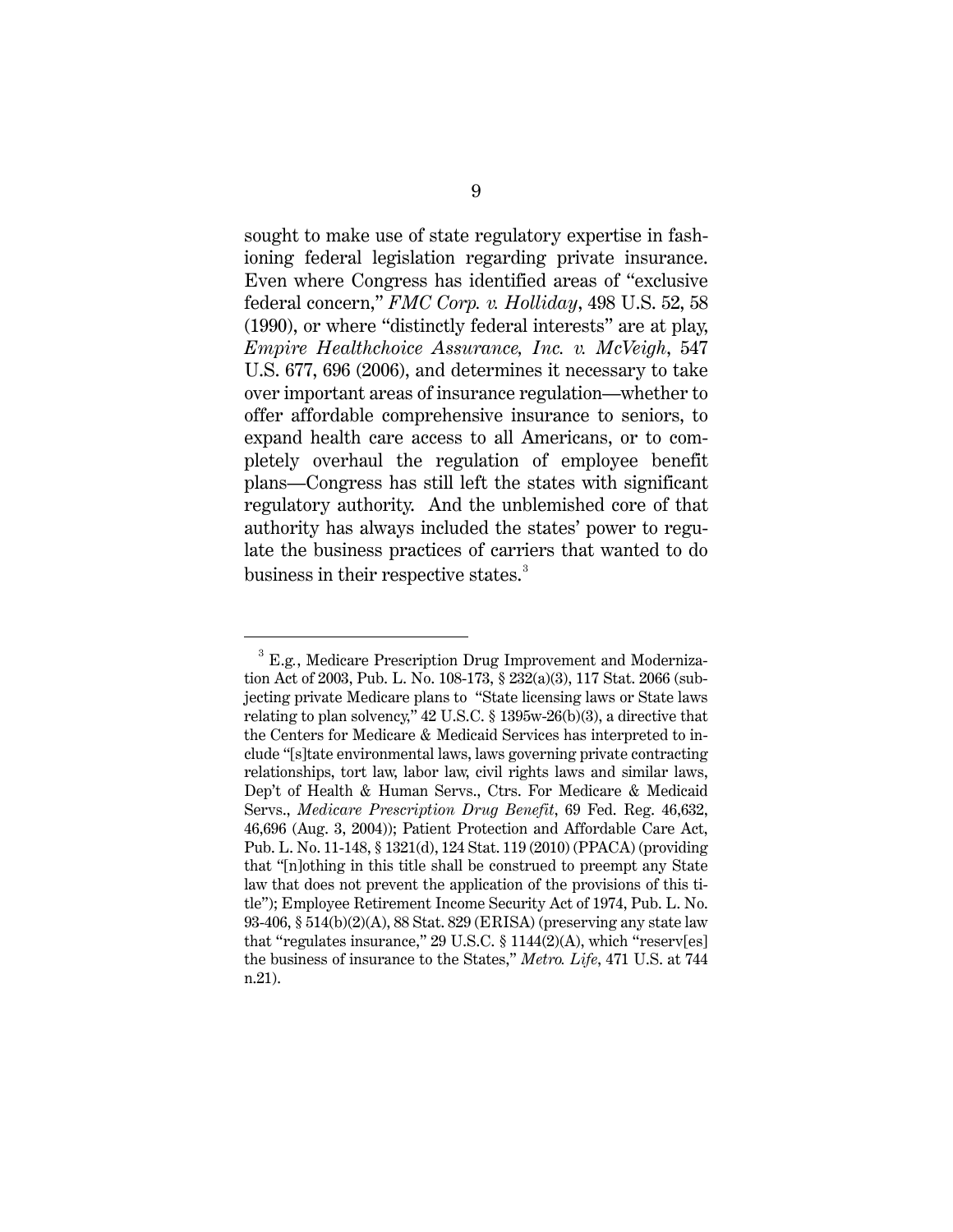sought to make use of state regulatory expertise in fashioning federal legislation regarding private insurance. Even where Congress has identified areas of "exclusive federal concern," *FMC Corp. v. Holliday*, 498 U.S. 52, 58 (1990), or where "distinctly federal interests" are at play, *Empire Healthchoice Assurance, Inc. v. McVeigh*, 547 U.S. 677, 696 (2006), and determines it necessary to take over important areas of insurance regulation—whether to offer affordable comprehensive insurance to seniors, to expand health care access to all Americans, or to completely overhaul the regulation of employee benefit plans—Congress has still left the states with significant regulatory authority. And the unblemished core of that authority has always included the states' power to regulate the business practices of carriers that wanted to do business in their respective states.[3]

---

[3] E.g., Medicare Prescription Drug Improvement and Modernization Act of 2003, Pub. L. No. 108-173, § 232(a)(3), 117 Stat. 2066 (subjecting private Medicare plans to "State licensing laws or State laws relating to plan solvency," 42 U.S.C. § 1395w-26(b)(3), a directive that the Centers for Medicare & Medicaid Services has interpreted to include "[s]tate environmental laws, laws governing private contracting relationships, tort law, labor law, civil rights laws and similar laws, Dep't of Health & Human Servs., Ctrs. For Medicare & Medicaid Servs., *Medicare Prescription Drug Benefit*, 69 Fed. Reg. 46,632, 46,696 (Aug. 3, 2004)); Patient Protection and Affordable Care Act, Pub. L. No. 11-148, § 1321(d), 124 Stat. 119 (2010) (PPACA) (providing that "[n]othing in this title shall be construed to preempt any State law that does not prevent the application of the provisions of this title"); Employee Retirement Income Security Act of 1974, Pub. L. No. 93-406, § 514(b)(2)(A), 88 Stat. 829 (ERISA) (preserving any state law that "regulates insurance," 29 U.S.C. § 1144(2)(A), which "reserv[es] the business of insurance to the States," *Metro. Life*, 471 U.S. at 744 n.21).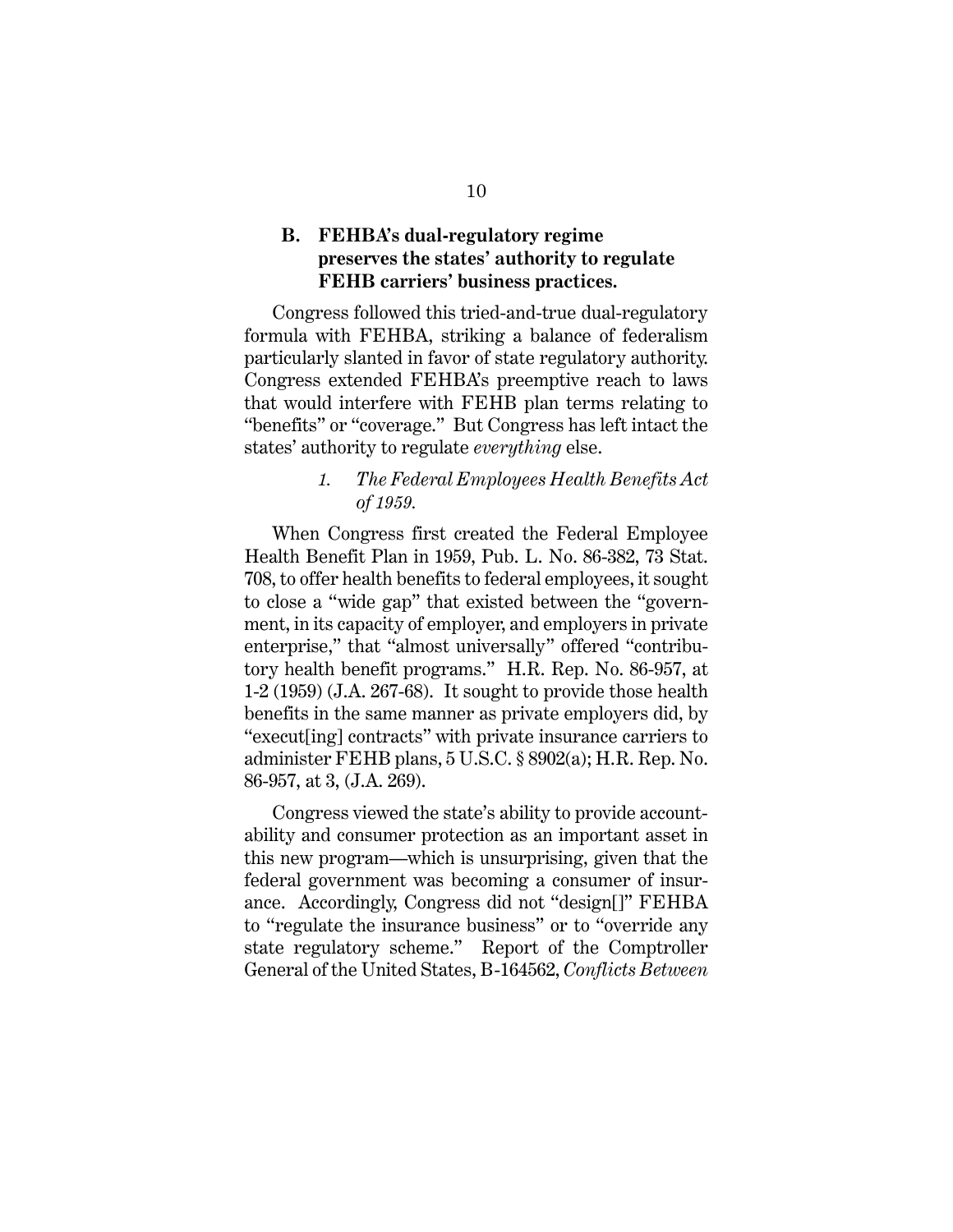### B. FEHBA's dual-regulatory regime preserves the states' authority to regulate FEHB carriers' business practices.

Congress followed this tried-and-true dual-regulatory formula with FEHBA, striking a balance of federalism particularly slanted in favor of state regulatory authority. Congress extended FEHBA's preemptive reach to laws that would interfere with FEHB plan terms relating to "benefits" or "coverage." But Congress has left intact the states' authority to regulate *everything* else.

#### *1. The Federal Employees Health Benefits Act of 1959.*

When Congress first created the Federal Employee Health Benefit Plan in 1959, Pub. L. No. 86-382, 73 Stat. 708, to offer health benefits to federal employees, it sought to close a "wide gap" that existed between the "government, in its capacity of employer, and employers in private enterprise," that "almost universally" offered "contributory health benefit programs." H.R. Rep. No. 86-957, at 1-2 (1959) (J.A. 267-68). It sought to provide those health benefits in the same manner as private employers did, by "execut[ing] contracts" with private insurance carriers to administer FEHB plans, 5 U.S.C. § 8902(a); H.R. Rep. No. 86-957, at 3, (J.A. 269).

Congress viewed the state's ability to provide accountability and consumer protection as an important asset in this new program—which is unsurprising, given that the federal government was becoming a consumer of insurance. Accordingly, Congress did not "design[]" FEHBA to "regulate the insurance business" or to "override any state regulatory scheme." Report of the Comptroller General of the United States, B-164562, *Conflicts Between*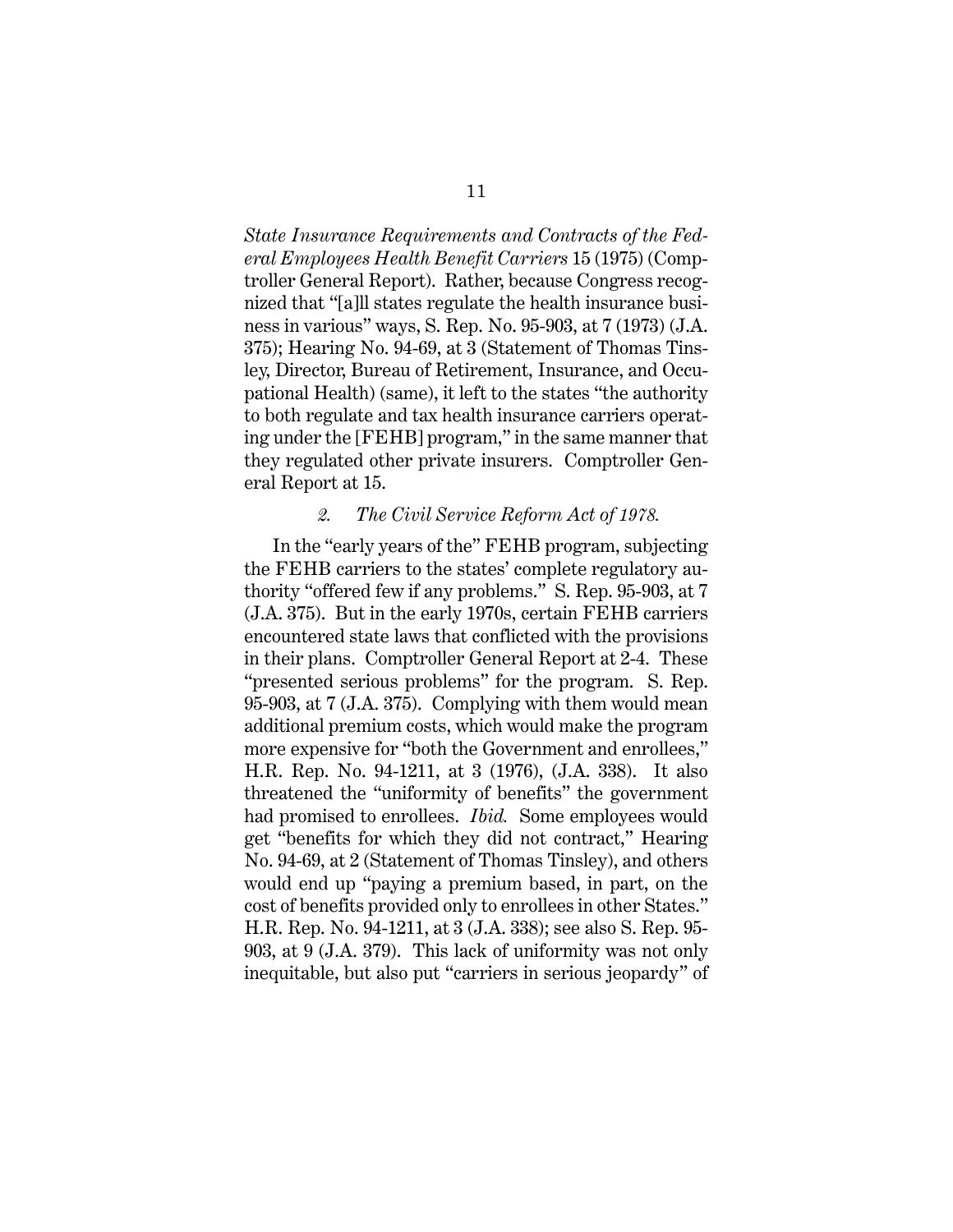*State Insurance Requirements and Contracts of the Federal Employees Health Benefit Carriers* 15 (1975) (Comptroller General Report). Rather, because Congress recognized that "[a]ll states regulate the health insurance business in various" ways, S. Rep. No. 95-903, at 7 (1973) (J.A. 375); Hearing No. 94-69, at 3 (Statement of Thomas Tinsley, Director, Bureau of Retirement, Insurance, and Occupational Health) (same), it left to the states "the authority to both regulate and tax health insurance carriers operating under the [FEHB] program," in the same manner that they regulated other private insurers. Comptroller General Report at 15.

*2. The Civil Service Reform Act of 1978.*

In the "early years of the" FEHB program, subjecting the FEHB carriers to the states' complete regulatory authority "offered few if any problems." S. Rep. 95-903, at 7 (J.A. 375). But in the early 1970s, certain FEHB carriers encountered state laws that conflicted with the provisions in their plans. Comptroller General Report at 2-4. These "presented serious problems" for the program. S. Rep. 95-903, at 7 (J.A. 375). Complying with them would mean additional premium costs, which would make the program more expensive for "both the Government and enrollees," H.R. Rep. No. 94-1211, at 3 (1976), (J.A. 338). It also threatened the "uniformity of benefits" the government had promised to enrollees. *Ibid.* Some employees would get "benefits for which they did not contract," Hearing No. 94-69, at 2 (Statement of Thomas Tinsley), and others would end up "paying a premium based, in part, on the cost of benefits provided only to enrollees in other States." H.R. Rep. No. 94-1211, at 3 (J.A. 338); see also S. Rep. 95-903, at 9 (J.A. 379). This lack of uniformity was not only inequitable, but also put "carriers in serious jeopardy" of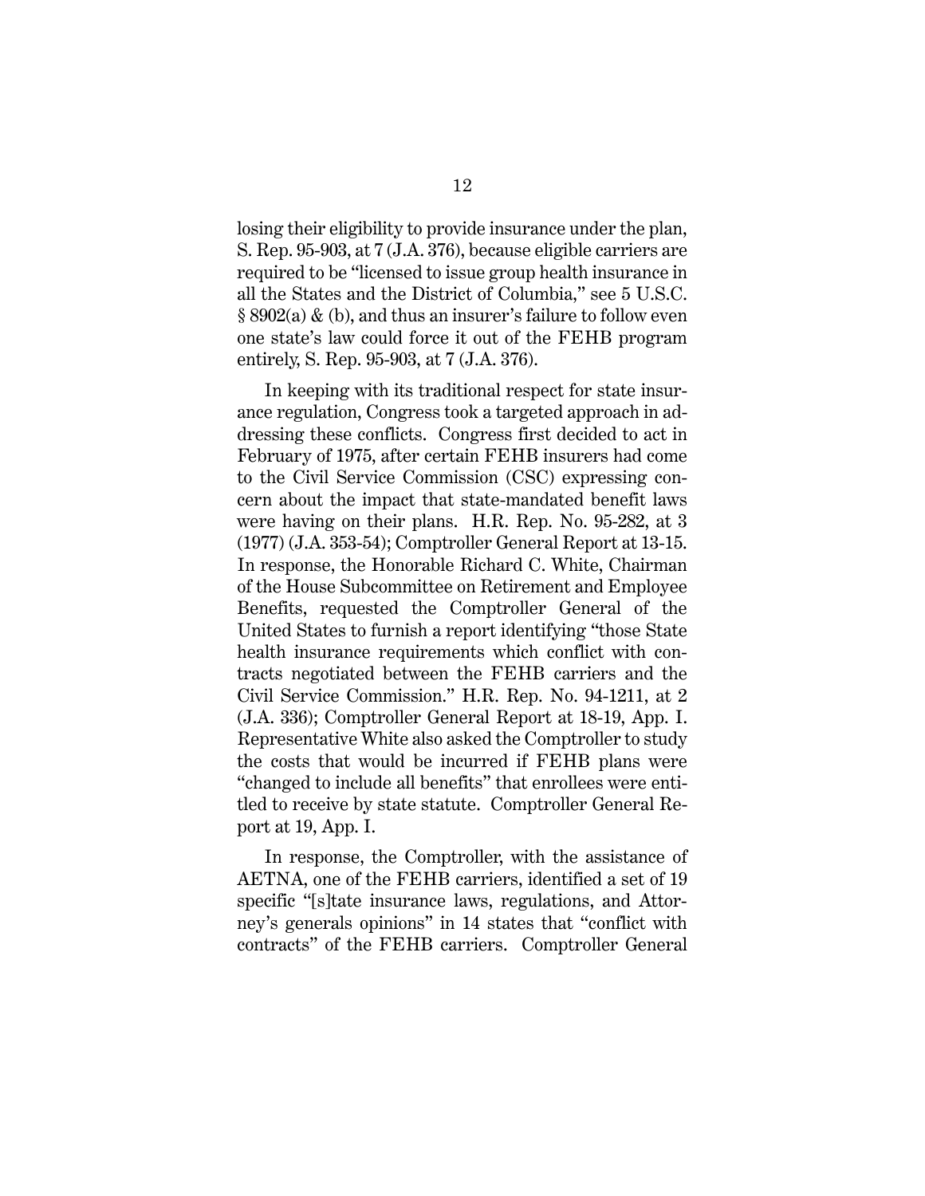losing their eligibility to provide insurance under the plan, S. Rep. 95-903, at 7 (J.A. 376), because eligible carriers are required to be "licensed to issue group health insurance in all the States and the District of Columbia," see 5 U.S.C. § 8902(a) & (b), and thus an insurer's failure to follow even one state's law could force it out of the FEHB program entirely, S. Rep. 95-903, at 7 (J.A. 376).

In keeping with its traditional respect for state insurance regulation, Congress took a targeted approach in addressing these conflicts. Congress first decided to act in February of 1975, after certain FEHB insurers had come to the Civil Service Commission (CSC) expressing concern about the impact that state-mandated benefit laws were having on their plans. H.R. Rep. No. 95-282, at 3 (1977) (J.A. 353-54); Comptroller General Report at 13-15. In response, the Honorable Richard C. White, Chairman of the House Subcommittee on Retirement and Employee Benefits, requested the Comptroller General of the United States to furnish a report identifying "those State health insurance requirements which conflict with contracts negotiated between the FEHB carriers and the Civil Service Commission." H.R. Rep. No. 94-1211, at 2 (J.A. 336); Comptroller General Report at 18-19, App. I. Representative White also asked the Comptroller to study the costs that would be incurred if FEHB plans were "changed to include all benefits" that enrollees were entitled to receive by state statute. Comptroller General Report at 19, App. I.

In response, the Comptroller, with the assistance of AETNA, one of the FEHB carriers, identified a set of 19 specific "[s]tate insurance laws, regulations, and Attorney's generals opinions" in 14 states that "conflict with contracts" of the FEHB carriers. Comptroller General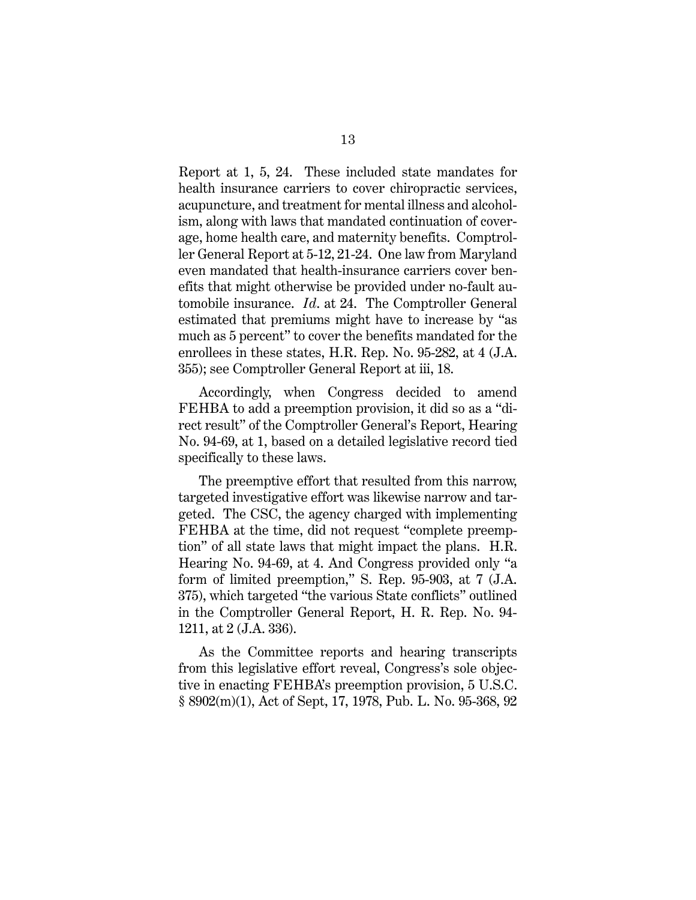Report at 1, 5, 24. These included state mandates for health insurance carriers to cover chiropractic services, acupuncture, and treatment for mental illness and alcoholism, along with laws that mandated continuation of coverage, home health care, and maternity benefits. Comptroller General Report at 5-12, 21-24. One law from Maryland even mandated that health-insurance carriers cover benefits that might otherwise be provided under no-fault automobile insurance. *Id*. at 24. The Comptroller General estimated that premiums might have to increase by "as much as 5 percent" to cover the benefits mandated for the enrollees in these states, H.R. Rep. No. 95-282, at 4 (J.A. 355); see Comptroller General Report at iii, 18.

Accordingly, when Congress decided to amend FEHBA to add a preemption provision, it did so as a "direct result" of the Comptroller General's Report, Hearing No. 94-69, at 1, based on a detailed legislative record tied specifically to these laws.

The preemptive effort that resulted from this narrow, targeted investigative effort was likewise narrow and targeted. The CSC, the agency charged with implementing FEHBA at the time, did not request "complete preemption" of all state laws that might impact the plans. H.R. Hearing No. 94-69, at 4. And Congress provided only "a form of limited preemption," S. Rep. 95-903, at 7 (J.A. 375), which targeted "the various State conflicts" outlined in the Comptroller General Report, H. R. Rep. No. 94-1211, at 2 (J.A. 336).

As the Committee reports and hearing transcripts from this legislative effort reveal, Congress's sole objective in enacting FEHBA's preemption provision, 5 U.S.C. § 8902(m)(1), Act of Sept, 17, 1978, Pub. L. No. 95-368, 92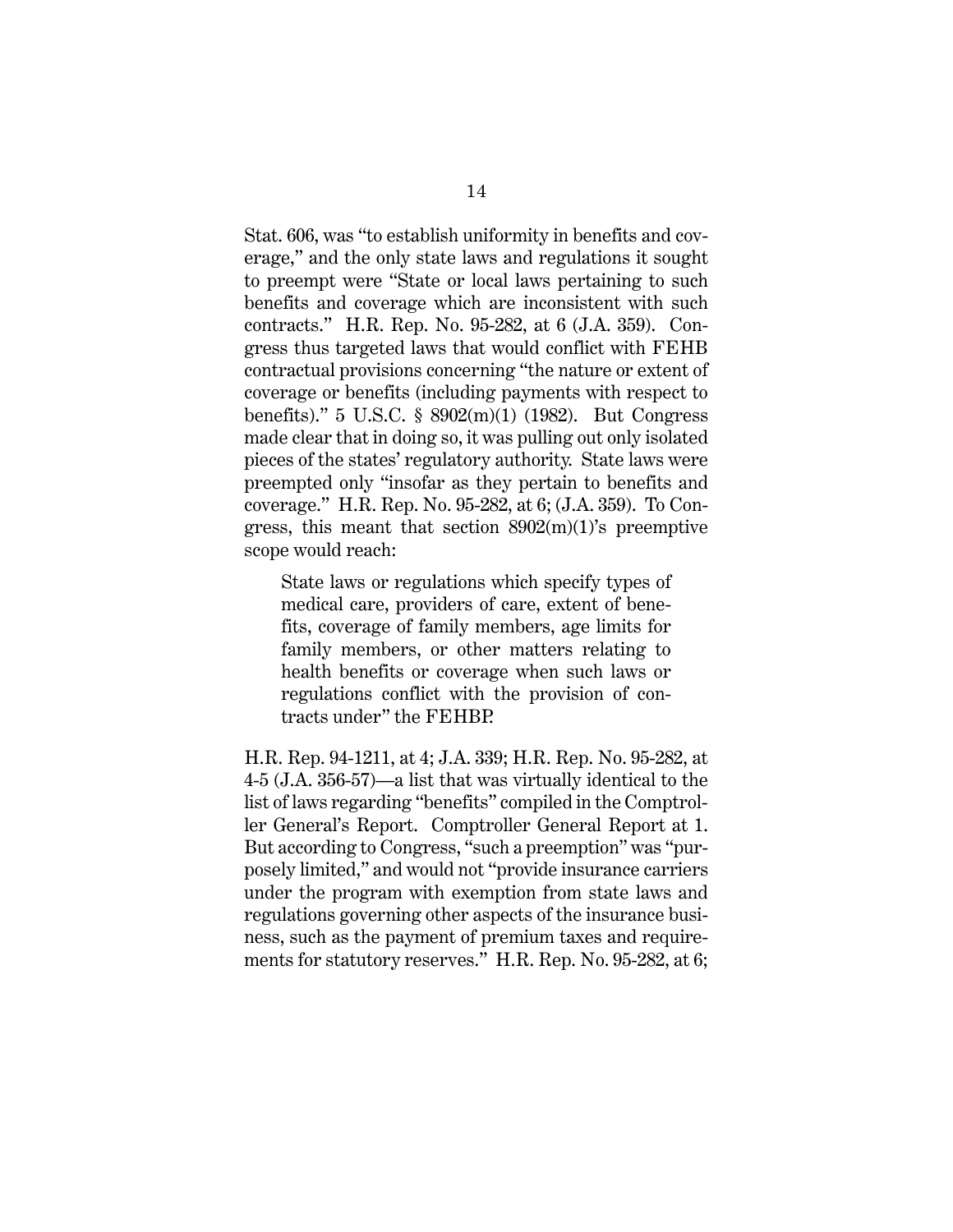Stat. 606, was "to establish uniformity in benefits and coverage," and the only state laws and regulations it sought to preempt were "State or local laws pertaining to such benefits and coverage which are inconsistent with such contracts." H.R. Rep. No. 95-282, at 6 (J.A. 359). Congress thus targeted laws that would conflict with FEHB contractual provisions concerning "the nature or extent of coverage or benefits (including payments with respect to benefits)." 5 U.S.C. § 8902(m)(1) (1982). But Congress made clear that in doing so, it was pulling out only isolated pieces of the states' regulatory authority. State laws were preempted only "insofar as they pertain to benefits and coverage." H.R. Rep. No. 95-282, at 6; (J.A. 359). To Congress, this meant that section 8902(m)(1)'s preemptive scope would reach:

> State laws or regulations which specify types of medical care, providers of care, extent of benefits, coverage of family members, age limits for family members, or other matters relating to health benefits or coverage when such laws or regulations conflict with the provision of contracts under" the FEHBP.

H.R. Rep. 94-1211, at 4; J.A. 339; H.R. Rep. No. 95-282, at 4-5 (J.A. 356-57)—a list that was virtually identical to the list of laws regarding "benefits" compiled in the Comptroller General's Report. Comptroller General Report at 1. But according to Congress, "such a preemption" was "purposely limited," and would not "provide insurance carriers under the program with exemption from state laws and regulations governing other aspects of the insurance business, such as the payment of premium taxes and requirements for statutory reserves." H.R. Rep. No. 95-282, at 6;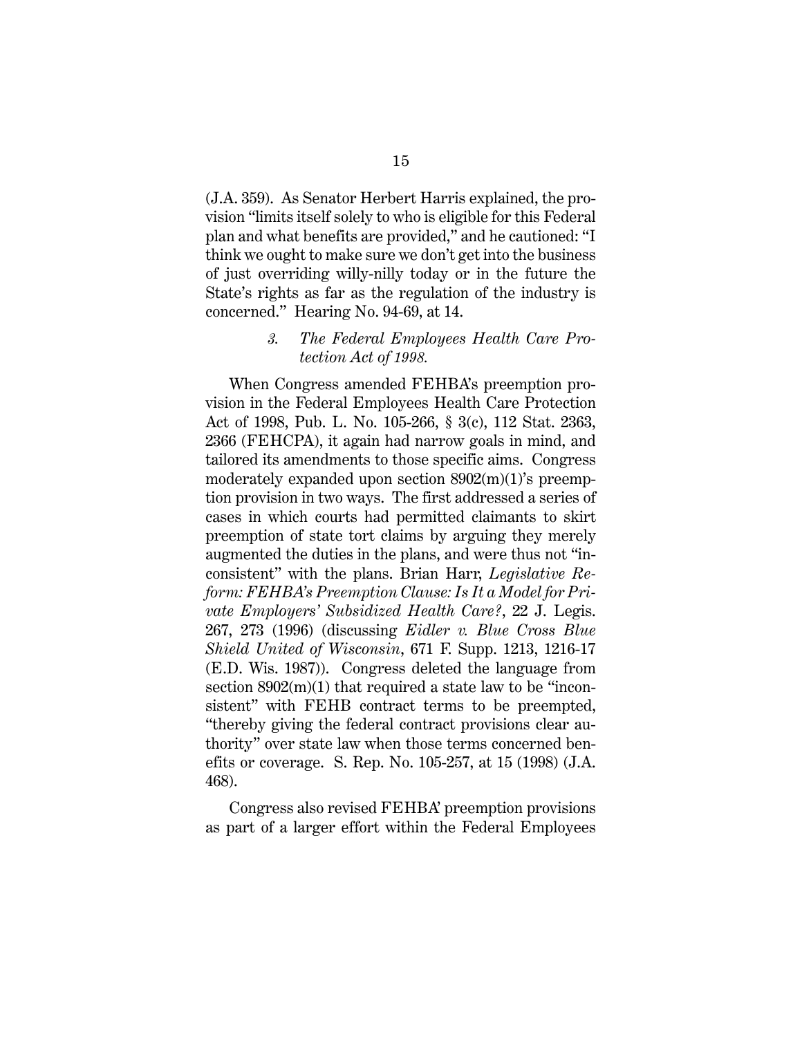(J.A. 359). As Senator Herbert Harris explained, the provision "limits itself solely to who is eligible for this Federal plan and what benefits are provided," and he cautioned: "I think we ought to make sure we don't get into the business of just overriding willy-nilly today or in the future the State's rights as far as the regulation of the industry is concerned." Hearing No. 94-69, at 14.

### *3. The Federal Employees Health Care Protection Act of 1998.*

When Congress amended FEHBA's preemption provision in the Federal Employees Health Care Protection Act of 1998, Pub. L. No. 105-266, § 3(c), 112 Stat. 2363, 2366 (FEHCPA), it again had narrow goals in mind, and tailored its amendments to those specific aims. Congress moderately expanded upon section 8902(m)(1)'s preemption provision in two ways. The first addressed a series of cases in which courts had permitted claimants to skirt preemption of state tort claims by arguing they merely augmented the duties in the plans, and were thus not "inconsistent" with the plans. Brian Harr, *Legislative Reform: FEHBA's Preemption Clause: Is It a Model for Private Employers' Subsidized Health Care?*, 22 J. Legis. 267, 273 (1996) (discussing *Eidler v. Blue Cross Blue Shield United of Wisconsin*, 671 F. Supp. 1213, 1216-17 (E.D. Wis. 1987)). Congress deleted the language from section 8902(m)(1) that required a state law to be "inconsistent" with FEHB contract terms to be preempted, "thereby giving the federal contract provisions clear authority" over state law when those terms concerned benefits or coverage. S. Rep. No. 105-257, at 15 (1998) (J.A. 468).

Congress also revised FEHBA' preemption provisions as part of a larger effort within the Federal Employees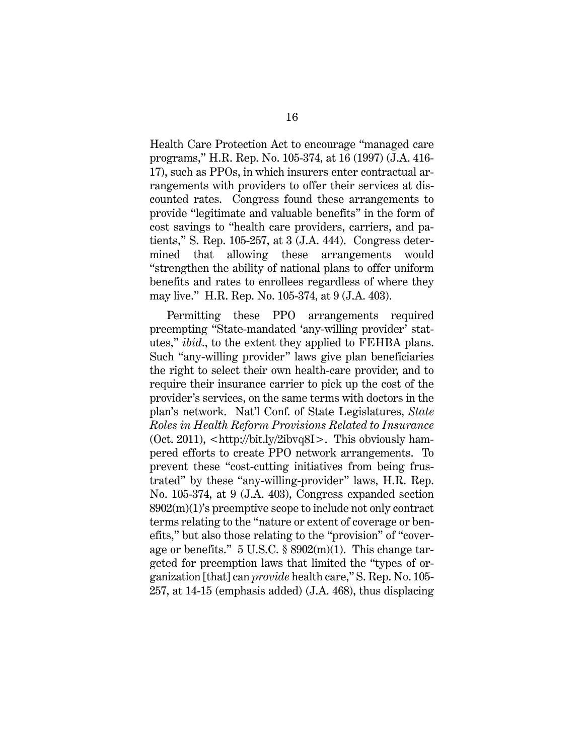Health Care Protection Act to encourage "managed care programs," H.R. Rep. No. 105-374, at 16 (1997) (J.A. 416-17), such as PPOs, in which insurers enter contractual arrangements with providers to offer their services at discounted rates. Congress found these arrangements to provide "legitimate and valuable benefits" in the form of cost savings to "health care providers, carriers, and patients," S. Rep. 105-257, at 3 (J.A. 444). Congress determined that allowing these arrangements would "strengthen the ability of national plans to offer uniform benefits and rates to enrollees regardless of where they may live." H.R. Rep. No. 105-374, at 9 (J.A. 403).

Permitting these PPO arrangements required preempting "State-mandated 'any-willing provider' statutes," *ibid.*, to the extent they applied to FEHBA plans. Such "any-willing provider" laws give plan beneficiaries the right to select their own health-care provider, and to require their insurance carrier to pick up the cost of the provider's services, on the same terms with doctors in the plan's network. Nat'l Conf. of State Legislatures, *State Roles in Health Reform Provisions Related to Insurance* (Oct. 2011), <http://bit.ly/2ibvq8I>. This obviously hampered efforts to create PPO network arrangements. To prevent these "cost-cutting initiatives from being frustrated" by these "any-willing-provider" laws, H.R. Rep. No. 105-374, at 9 (J.A. 403), Congress expanded section 8902(m)(1)'s preemptive scope to include not only contract terms relating to the "nature or extent of coverage or benefits," but also those relating to the "provision" of "coverage or benefits." 5 U.S.C. § 8902(m)(1). This change targeted for preemption laws that limited the "types of organization [that] can *provide* health care," S. Rep. No. 105-257, at 14-15 (emphasis added) (J.A. 468), thus displacing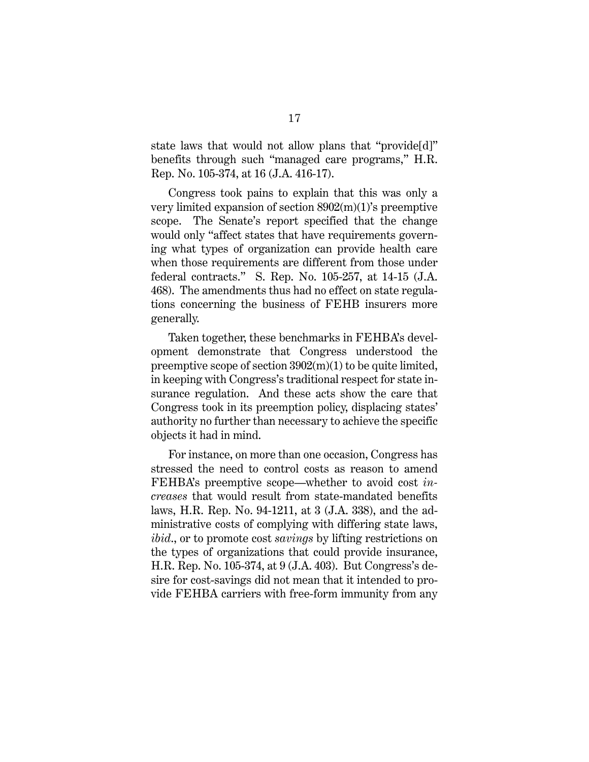state laws that would not allow plans that "provide[d]" benefits through such "managed care programs," H.R. Rep. No. 105-374, at 16 (J.A. 416-17).

Congress took pains to explain that this was only a very limited expansion of section 8902(m)(1)'s preemptive scope. The Senate's report specified that the change would only "affect states that have requirements governing what types of organization can provide health care when those requirements are different from those under federal contracts." S. Rep. No. 105-257, at 14-15 (J.A. 468). The amendments thus had no effect on state regulations concerning the business of FEHB insurers more generally.

Taken together, these benchmarks in FEHBA's development demonstrate that Congress understood the preemptive scope of section 3902(m)(1) to be quite limited, in keeping with Congress's traditional respect for state insurance regulation. And these acts show the care that Congress took in its preemption policy, displacing states' authority no further than necessary to achieve the specific objects it had in mind.

For instance, on more than one occasion, Congress has stressed the need to control costs as reason to amend FEHBA's preemptive scope—whether to avoid cost *increases* that would result from state-mandated benefits laws, H.R. Rep. No. 94-1211, at 3 (J.A. 338), and the administrative costs of complying with differing state laws, *ibid.*, or to promote cost *savings* by lifting restrictions on the types of organizations that could provide insurance, H.R. Rep. No. 105-374, at 9 (J.A. 403). But Congress's desire for cost-savings did not mean that it intended to provide FEHBA carriers with free-form immunity from any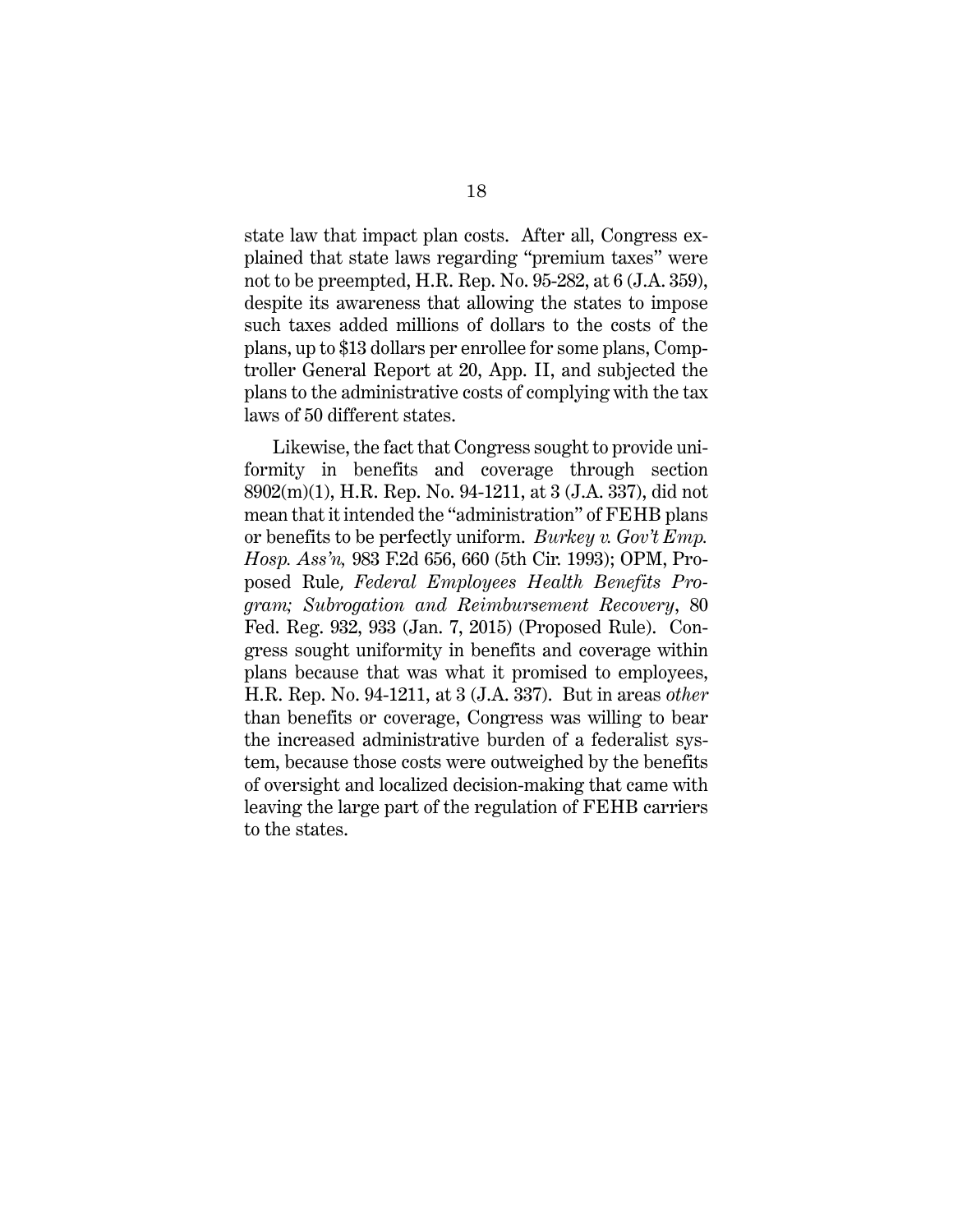state law that impact plan costs. After all, Congress explained that state laws regarding "premium taxes" were not to be preempted, H.R. Rep. No. 95-282, at 6 (J.A. 359), despite its awareness that allowing the states to impose such taxes added millions of dollars to the costs of the plans, up to $13 dollars per enrollee for some plans, Comptroller General Report at 20, App. II, and subjected the plans to the administrative costs of complying with the tax laws of 50 different states.

Likewise, the fact that Congress sought to provide uniformity in benefits and coverage through section 8902(m)(1), H.R. Rep. No. 94-1211, at 3 (J.A. 337), did not mean that it intended the "administration" of FEHB plans or benefits to be perfectly uniform. *Burkey v. Gov't Emp. Hosp. Ass'n,* 983 F.2d 656, 660 (5th Cir. 1993); OPM, Proposed Rule, *Federal Employees Health Benefits Program; Subrogation and Reimbursement Recovery*, 80 Fed. Reg. 932, 933 (Jan. 7, 2015) (Proposed Rule). Congress sought uniformity in benefits and coverage within plans because that was what it promised to employees, H.R. Rep. No. 94-1211, at 3 (J.A. 337). But in areas *other* than benefits or coverage, Congress was willing to bear the increased administrative burden of a federalist system, because those costs were outweighed by the benefits of oversight and localized decision-making that came with leaving the large part of the regulation of FEHB carriers to the states.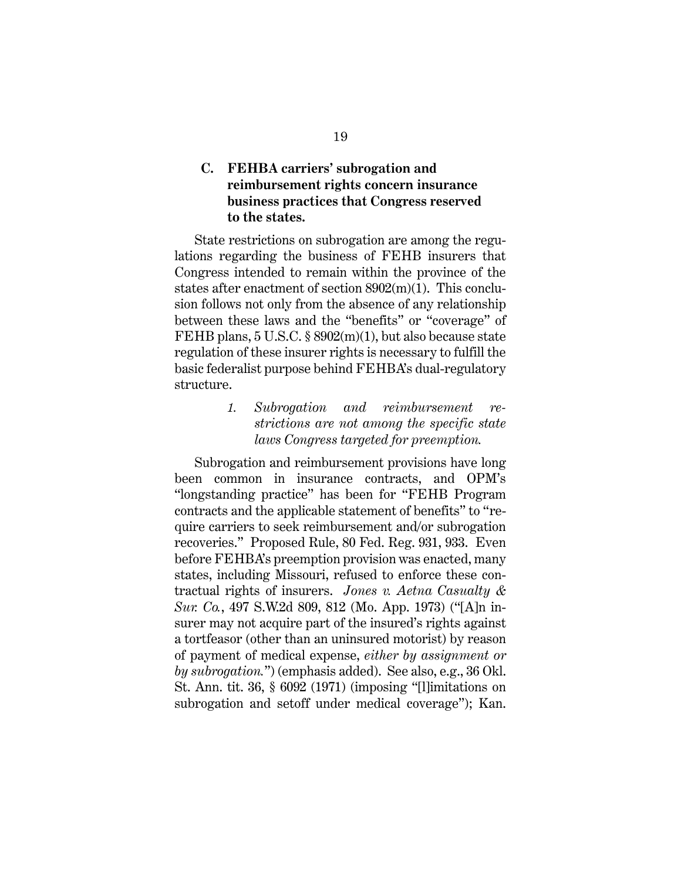### C. FEHBA carriers' subrogation and reimbursement rights concern insurance business practices that Congress reserved to the states.

State restrictions on subrogation are among the regulations regarding the business of FEHB insurers that Congress intended to remain within the province of the states after enactment of section 8902(m)(1). This conclusion follows not only from the absence of any relationship between these laws and the "benefits" or "coverage" of FEHB plans, 5 U.S.C. § 8902(m)(1), but also because state regulation of these insurer rights is necessary to fulfill the basic federalist purpose behind FEHBA's dual-regulatory structure.

#### *1. Subrogation and reimbursement restrictions are not among the specific state laws Congress targeted for preemption.*

Subrogation and reimbursement provisions have long been common in insurance contracts, and OPM's "longstanding practice" has been for "FEHB Program contracts and the applicable statement of benefits" to "require carriers to seek reimbursement and/or subrogation recoveries." Proposed Rule, 80 Fed. Reg. 931, 933. Even before FEHBA's preemption provision was enacted, many states, including Missouri, refused to enforce these contractual rights of insurers. *Jones v. Aetna Casualty & Sur. Co.*, 497 S.W.2d 809, 812 (Mo. App. 1973) ("[A]n insurer may not acquire part of the insured's rights against a tortfeasor (other than an uninsured motorist) by reason of payment of medical expense, *either by assignment or by subrogation.*") (emphasis added). See also, e.g., 36 Okl. St. Ann. tit. 36, § 6092 (1971) (imposing "[l]imitations on subrogation and setoff under medical coverage"); Kan.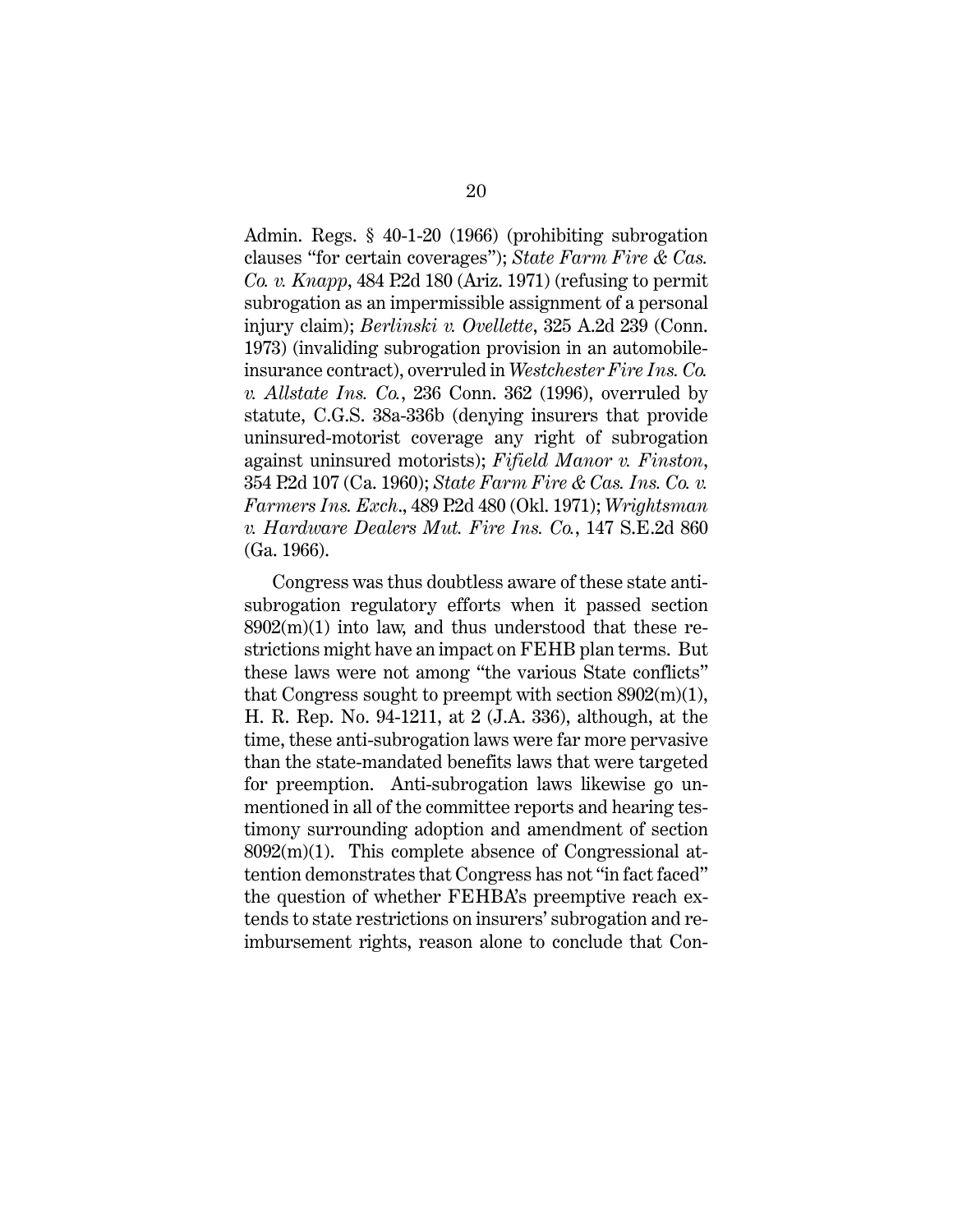Admin. Regs. § 40-1-20 (1966) (prohibiting subrogation clauses "for certain coverages"); *State Farm Fire & Cas. Co. v. Knapp*, 484 P.2d 180 (Ariz. 1971) (refusing to permit subrogation as an impermissible assignment of a personal injury claim); *Berlinski v. Ovellette*, 325 A.2d 239 (Conn. 1973) (invaliding subrogation provision in an automobile-insurance contract), overruled in *Westchester Fire Ins. Co. v. Allstate Ins. Co.*, 236 Conn. 362 (1996), overruled by statute, C.G.S. 38a-336b (denying insurers that provide uninsured-motorist coverage any right of subrogation against uninsured motorists); *Fifield Manor v. Finston*, 354 P.2d 107 (Ca. 1960); *State Farm Fire & Cas. Ins. Co. v. Farmers Ins. Exch.*, 489 P.2d 480 (Okl. 1971); *Wrightsman v. Hardware Dealers Mut. Fire Ins. Co.*, 147 S.E.2d 860 (Ga. 1966).

Congress was thus doubtless aware of these state anti-subrogation regulatory efforts when it passed section 8902(m)(1) into law, and thus understood that these restrictions might have an impact on FEHB plan terms. But these laws were not among "the various State conflicts" that Congress sought to preempt with section 8902(m)(1), H. R. Rep. No. 94-1211, at 2 (J.A. 336), although, at the time, these anti-subrogation laws were far more pervasive than the state-mandated benefits laws that were targeted for preemption. Anti-subrogation laws likewise go unmentioned in all of the committee reports and hearing testimony surrounding adoption and amendment of section 8092(m)(1). This complete absence of Congressional attention demonstrates that Congress has not "in fact faced" the question of whether FEHBA's preemptive reach extends to state restrictions on insurers' subrogation and reimbursement rights, reason alone to conclude that Con-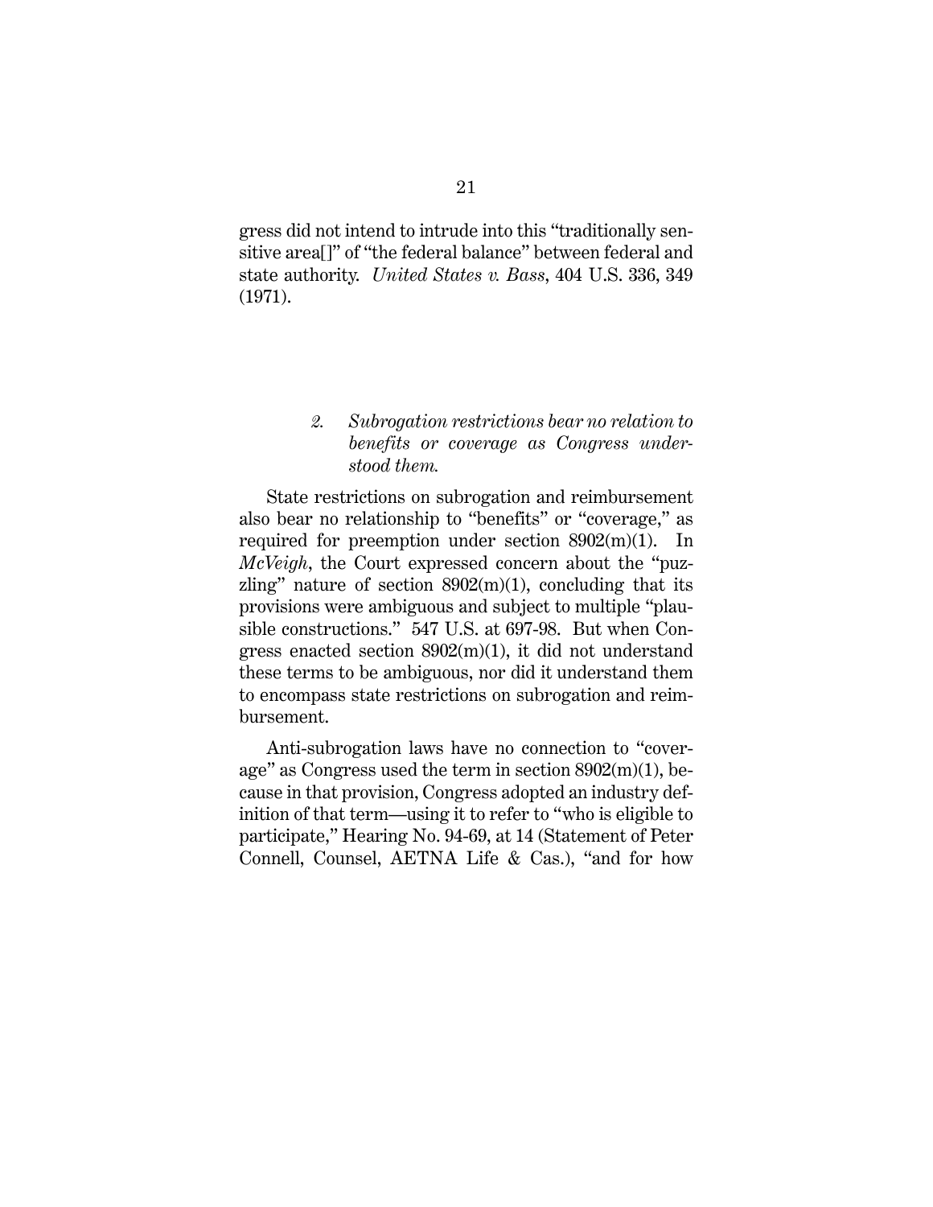gress did not intend to intrude into this "traditionally sensitive area[]" of "the federal balance" between federal and state authority. *United States v. Bass*, 404 U.S. 336, 349 (1971).

### *2. Subrogation restrictions bear no relation to benefits or coverage as Congress understood them.*

State restrictions on subrogation and reimbursement also bear no relationship to "benefits" or "coverage," as required for preemption under section 8902(m)(1). In *McVeigh*, the Court expressed concern about the "puzzling" nature of section 8902(m)(1), concluding that its provisions were ambiguous and subject to multiple "plausible constructions." 547 U.S. at 697-98. But when Congress enacted section 8902(m)(1), it did not understand these terms to be ambiguous, nor did it understand them to encompass state restrictions on subrogation and reimbursement.

Anti-subrogation laws have no connection to "coverage" as Congress used the term in section 8902(m)(1), because in that provision, Congress adopted an industry definition of that term—using it to refer to "who is eligible to participate," Hearing No. 94-69, at 14 (Statement of Peter Connell, Counsel, AETNA Life & Cas.), "and for how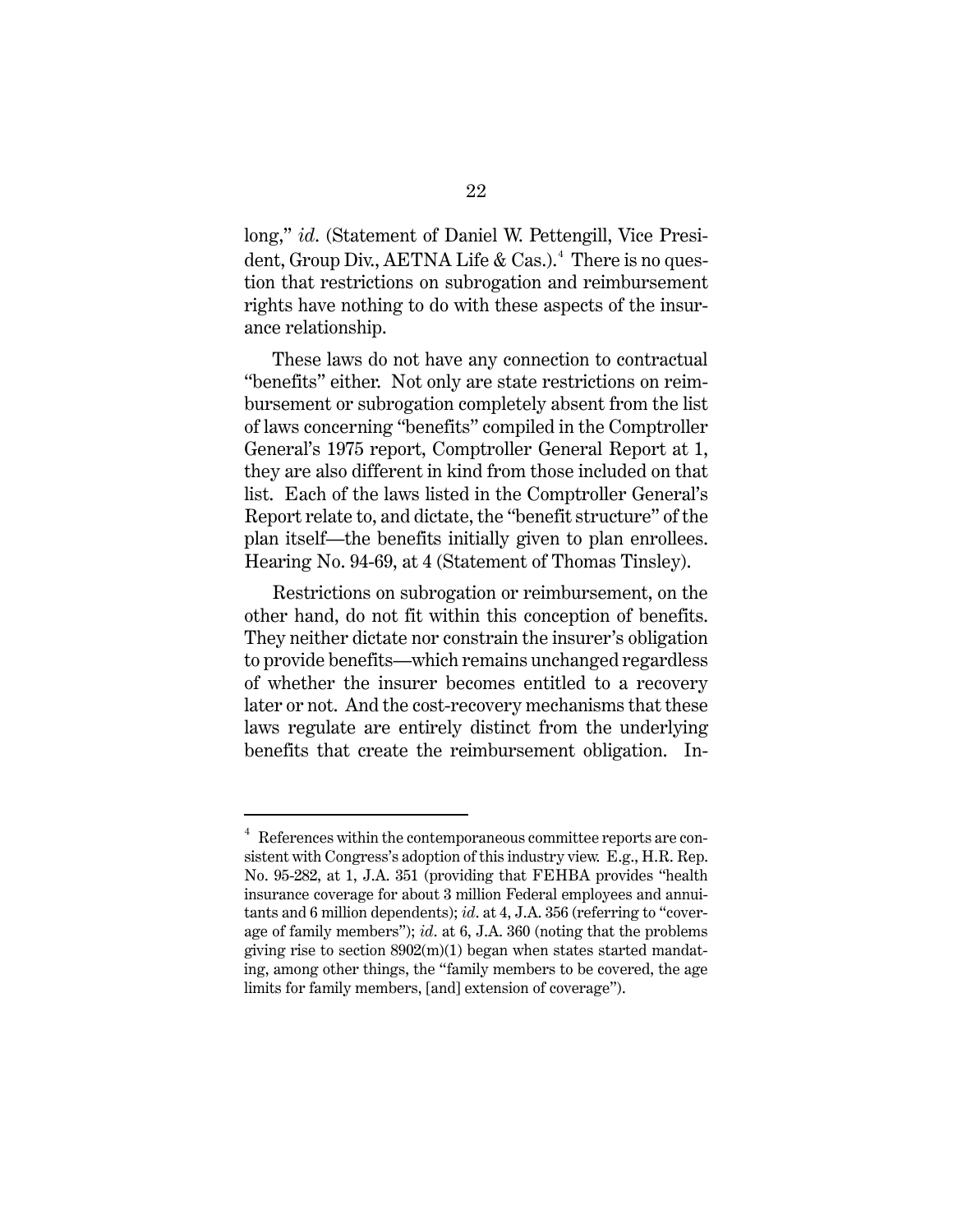long," *id*. (Statement of Daniel W. Pettengill, Vice President, Group Div., AETNA Life & Cas.).[4] There is no question that restrictions on subrogation and reimbursement rights have nothing to do with these aspects of the insurance relationship.

These laws do not have any connection to contractual "benefits" either. Not only are state restrictions on reimbursement or subrogation completely absent from the list of laws concerning "benefits" compiled in the Comptroller General's 1975 report, Comptroller General Report at 1, they are also different in kind from those included on that list. Each of the laws listed in the Comptroller General's Report relate to, and dictate, the "benefit structure" of the plan itself—the benefits initially given to plan enrollees. Hearing No. 94-69, at 4 (Statement of Thomas Tinsley).

Restrictions on subrogation or reimbursement, on the other hand, do not fit within this conception of benefits. They neither dictate nor constrain the insurer's obligation to provide benefits—which remains unchanged regardless of whether the insurer becomes entitled to a recovery later or not. And the cost-recovery mechanisms that these laws regulate are entirely distinct from the underlying benefits that create the reimbursement obligation. In-

---

[4] References within the contemporaneous committee reports are consistent with Congress's adoption of this industry view. E.g., H.R. Rep. No. 95-282, at 1, J.A. 351 (providing that FEHBA provides "health insurance coverage for about 3 million Federal employees and annuitants and 6 million dependents); *id*. at 4, J.A. 356 (referring to "coverage of family members"); *id*. at 6, J.A. 360 (noting that the problems giving rise to section 8902(m)(1) began when states started mandating, among other things, the "family members to be covered, the age limits for family members, [and] extension of coverage").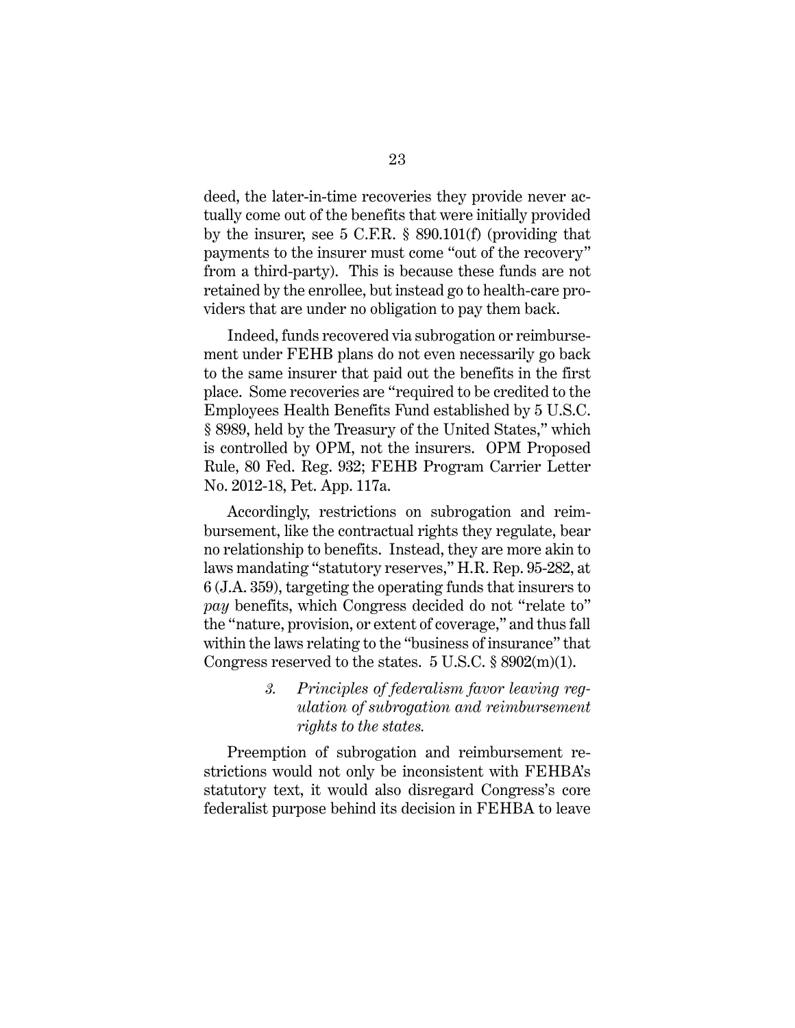deed, the later-in-time recoveries they provide never actually come out of the benefits that were initially provided by the insurer, see 5 C.F.R. § 890.101(f) (providing that payments to the insurer must come "out of the recovery" from a third-party). This is because these funds are not retained by the enrollee, but instead go to health-care providers that are under no obligation to pay them back.

Indeed, funds recovered via subrogation or reimbursement under FEHB plans do not even necessarily go back to the same insurer that paid out the benefits in the first place. Some recoveries are "required to be credited to the Employees Health Benefits Fund established by 5 U.S.C. § 8989, held by the Treasury of the United States," which is controlled by OPM, not the insurers. OPM Proposed Rule, 80 Fed. Reg. 932; FEHB Program Carrier Letter No. 2012-18, Pet. App. 117a.

Accordingly, restrictions on subrogation and reimbursement, like the contractual rights they regulate, bear no relationship to benefits. Instead, they are more akin to laws mandating "statutory reserves," H.R. Rep. 95-282, at 6 (J.A. 359), targeting the operating funds that insurers to *pay* benefits, which Congress decided do not "relate to" the "nature, provision, or extent of coverage," and thus fall within the laws relating to the "business of insurance" that Congress reserved to the states. 5 U.S.C. § 8902(m)(1).

> *3. Principles of federalism favor leaving regulation of subrogation and reimbursement rights to the states.*

Preemption of subrogation and reimbursement restrictions would not only be inconsistent with FEHBA's statutory text, it would also disregard Congress's core federalist purpose behind its decision in FEHBA to leave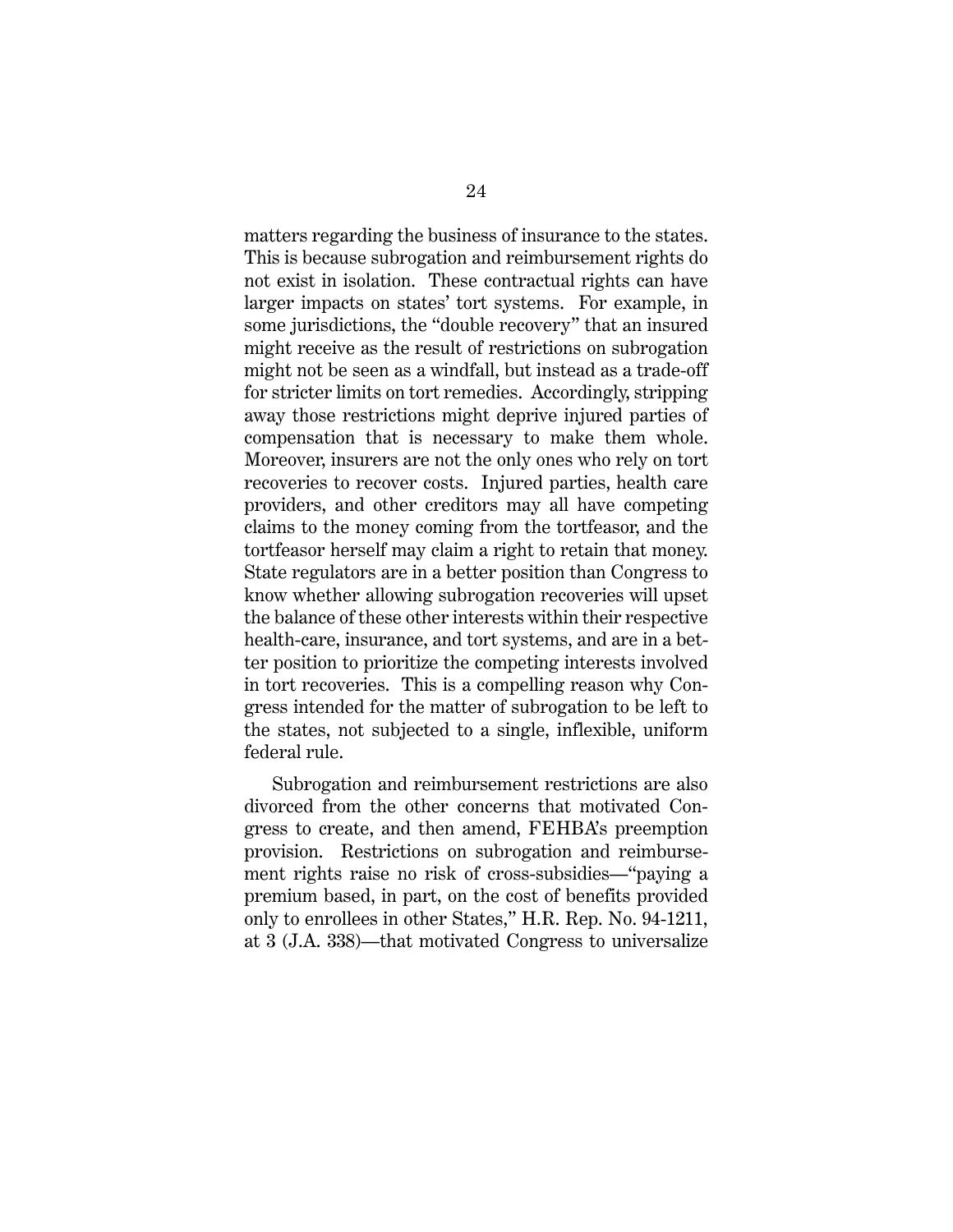matters regarding the business of insurance to the states. This is because subrogation and reimbursement rights do not exist in isolation. These contractual rights can have larger impacts on states' tort systems. For example, in some jurisdictions, the "double recovery" that an insured might receive as the result of restrictions on subrogation might not be seen as a windfall, but instead as a trade-off for stricter limits on tort remedies. Accordingly, stripping away those restrictions might deprive injured parties of compensation that is necessary to make them whole. Moreover, insurers are not the only ones who rely on tort recoveries to recover costs. Injured parties, health care providers, and other creditors may all have competing claims to the money coming from the tortfeasor, and the tortfeasor herself may claim a right to retain that money. State regulators are in a better position than Congress to know whether allowing subrogation recoveries will upset the balance of these other interests within their respective health-care, insurance, and tort systems, and are in a better position to prioritize the competing interests involved in tort recoveries. This is a compelling reason why Congress intended for the matter of subrogation to be left to the states, not subjected to a single, inflexible, uniform federal rule.

Subrogation and reimbursement restrictions are also divorced from the other concerns that motivated Congress to create, and then amend, FEHBA's preemption provision. Restrictions on subrogation and reimbursement rights raise no risk of cross-subsidies—"paying a premium based, in part, on the cost of benefits provided only to enrollees in other States," H.R. Rep. No. 94-1211, at 3 (J.A. 338)—that motivated Congress to universalize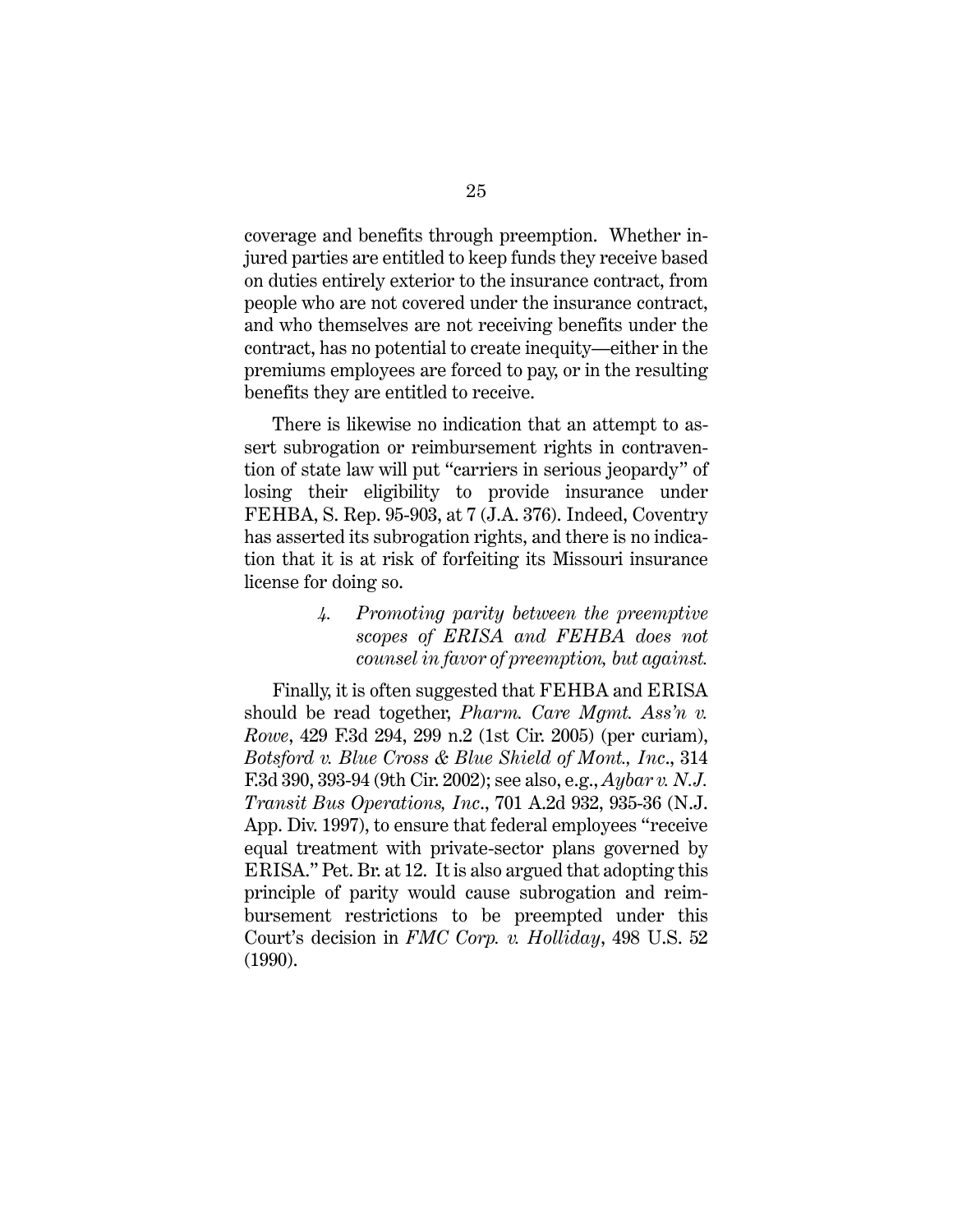coverage and benefits through preemption. Whether injured parties are entitled to keep funds they receive based on duties entirely exterior to the insurance contract, from people who are not covered under the insurance contract, and who themselves are not receiving benefits under the contract, has no potential to create inequity—either in the premiums employees are forced to pay, or in the resulting benefits they are entitled to receive.

There is likewise no indication that an attempt to assert subrogation or reimbursement rights in contravention of state law will put "carriers in serious jeopardy" of losing their eligibility to provide insurance under FEHBA, S. Rep. 95-903, at 7 (J.A. 376). Indeed, Coventry has asserted its subrogation rights, and there is no indication that it is at risk of forfeiting its Missouri insurance license for doing so.

*4. Promoting parity between the preemptive scopes of ERISA and FEHBA does not counsel in favor of preemption, but against.*

Finally, it is often suggested that FEHBA and ERISA should be read together, *Pharm. Care Mgmt. Ass'n v. Rowe*, 429 F.3d 294, 299 n.2 (1st Cir. 2005) (per curiam), *Botsford v. Blue Cross & Blue Shield of Mont., Inc*., 314 F.3d 390, 393-94 (9th Cir. 2002); see also, e.g., *Aybar v. N.J. Transit Bus Operations, Inc*., 701 A.2d 932, 935-36 (N.J. App. Div. 1997), to ensure that federal employees "receive equal treatment with private-sector plans governed by ERISA." Pet. Br. at 12. It is also argued that adopting this principle of parity would cause subrogation and reimbursement restrictions to be preempted under this Court's decision in *FMC Corp. v. Holliday*, 498 U.S. 52 (1990).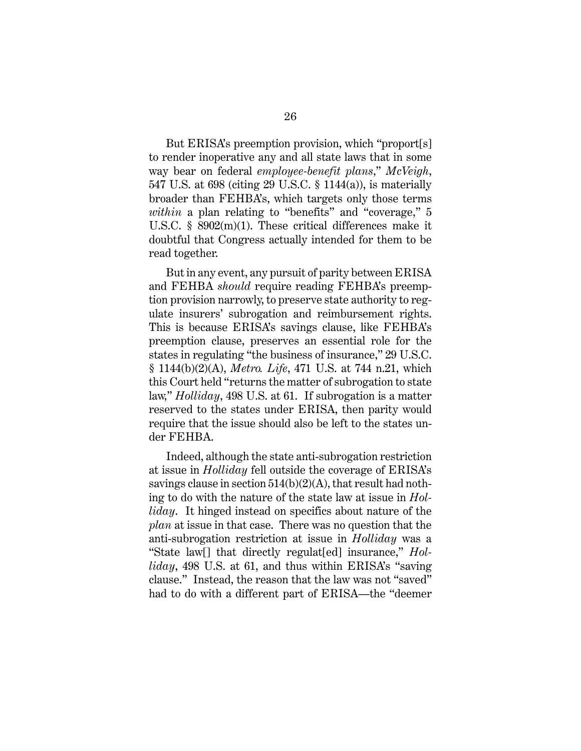But ERISA's preemption provision, which "proport[s] to render inoperative any and all state laws that in some way bear on federal *employee-benefit plans*," *McVeigh*, 547 U.S. at 698 (citing 29 U.S.C. § 1144(a)), is materially broader than FEHBA's, which targets only those terms *within* a plan relating to "benefits" and "coverage," 5 U.S.C. § 8902(m)(1). These critical differences make it doubtful that Congress actually intended for them to be read together.

But in any event, any pursuit of parity between ERISA and FEHBA *should* require reading FEHBA's preemption provision narrowly, to preserve state authority to regulate insurers' subrogation and reimbursement rights. This is because ERISA's savings clause, like FEHBA's preemption clause, preserves an essential role for the states in regulating "the business of insurance," 29 U.S.C. § 1144(b)(2)(A), *Metro. Life*, 471 U.S. at 744 n.21, which this Court held "returns the matter of subrogation to state law," *Holliday*, 498 U.S. at 61. If subrogation is a matter reserved to the states under ERISA, then parity would require that the issue should also be left to the states under FEHBA.

Indeed, although the state anti-subrogation restriction at issue in *Holliday* fell outside the coverage of ERISA's savings clause in section 514(b)(2)(A), that result had nothing to do with the nature of the state law at issue in *Holliday*. It hinged instead on specifics about nature of the *plan* at issue in that case. There was no question that the anti-subrogation restriction at issue in *Holliday* was a "State law[] that directly regulat[ed] insurance," *Holliday*, 498 U.S. at 61, and thus within ERISA's "saving clause." Instead, the reason that the law was not "saved" had to do with a different part of ERISA—the "deemer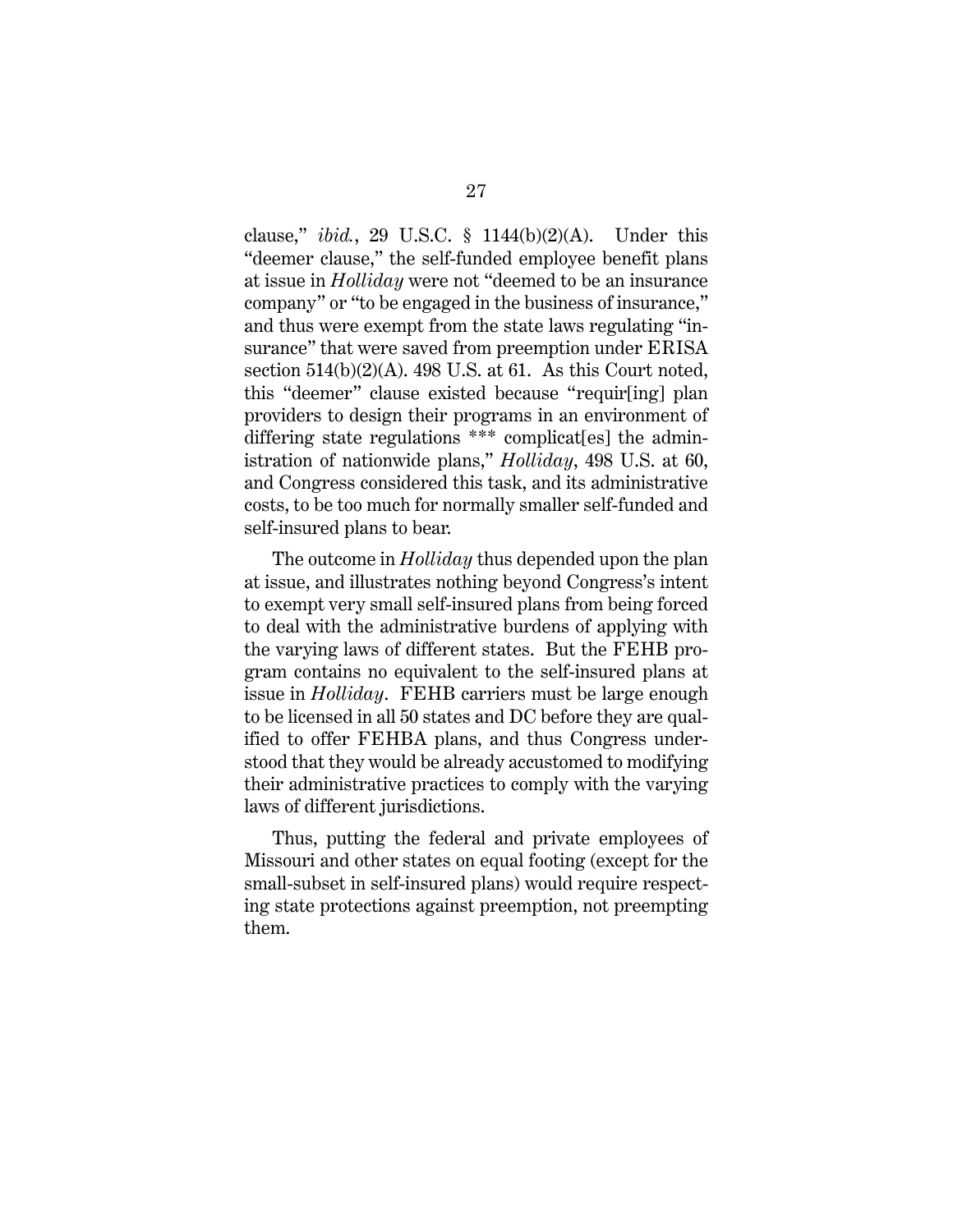clause," *ibid.*, 29 U.S.C. § 1144(b)(2)(A). Under this "deemer clause," the self-funded employee benefit plans at issue in *Holliday* were not "deemed to be an insurance company" or "to be engaged in the business of insurance," and thus were exempt from the state laws regulating "insurance" that were saved from preemption under ERISA section 514(b)(2)(A). 498 U.S. at 61. As this Court noted, this "deemer" clause existed because "requir[ing] plan providers to design their programs in an environment of differing state regulations *** complicat[es] the administration of nationwide plans," *Holliday*, 498 U.S. at 60, and Congress considered this task, and its administrative costs, to be too much for normally smaller self-funded and self-insured plans to bear.

The outcome in *Holliday* thus depended upon the plan at issue, and illustrates nothing beyond Congress's intent to exempt very small self-insured plans from being forced to deal with the administrative burdens of applying with the varying laws of different states. But the FEHB program contains no equivalent to the self-insured plans at issue in *Holliday*. FEHB carriers must be large enough to be licensed in all 50 states and DC before they are qualified to offer FEHBA plans, and thus Congress understood that they would be already accustomed to modifying their administrative practices to comply with the varying laws of different jurisdictions.

Thus, putting the federal and private employees of Missouri and other states on equal footing (except for the small-subset in self-insured plans) would require respecting state protections against preemption, not preempting them.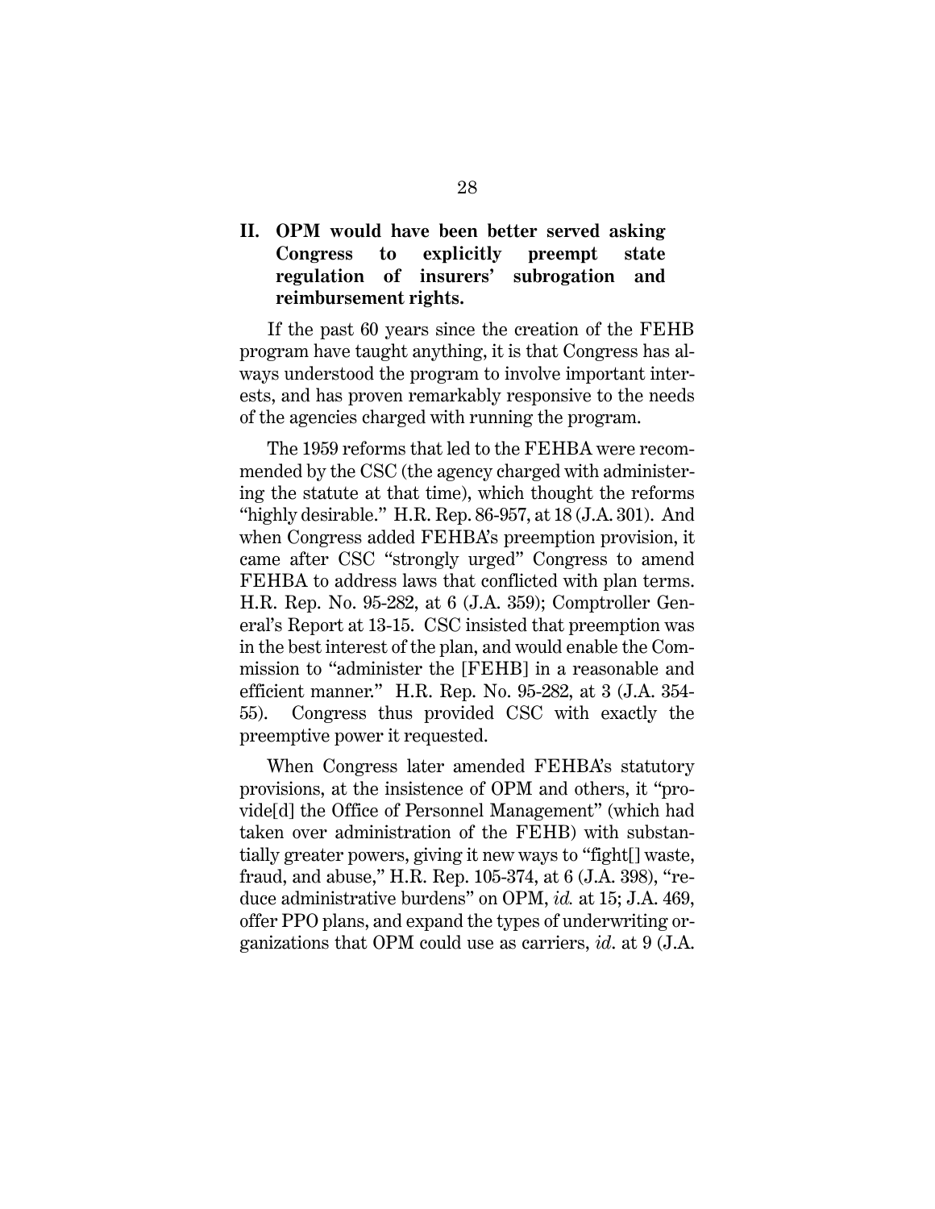## II. OPM would have been better served asking Congress to explicitly preempt state regulation of insurers' subrogation and reimbursement rights.

If the past 60 years since the creation of the FEHB program have taught anything, it is that Congress has always understood the program to involve important interests, and has proven remarkably responsive to the needs of the agencies charged with running the program.

The 1959 reforms that led to the FEHBA were recommended by the CSC (the agency charged with administering the statute at that time), which thought the reforms "highly desirable." H.R. Rep. 86-957, at 18 (J.A. 301). And when Congress added FEHBA's preemption provision, it came after CSC "strongly urged" Congress to amend FEHBA to address laws that conflicted with plan terms. H.R. Rep. No. 95-282, at 6 (J.A. 359); Comptroller General's Report at 13-15. CSC insisted that preemption was in the best interest of the plan, and would enable the Commission to "administer the [FEHB] in a reasonable and efficient manner." H.R. Rep. No. 95-282, at 3 (J.A. 354-55). Congress thus provided CSC with exactly the preemptive power it requested.

When Congress later amended FEHBA's statutory provisions, at the insistence of OPM and others, it "provide[d] the Office of Personnel Management" (which had taken over administration of the FEHB) with substantially greater powers, giving it new ways to "fight[] waste, fraud, and abuse," H.R. Rep. 105-374, at 6 (J.A. 398), "reduce administrative burdens" on OPM, *id.* at 15; J.A. 469, offer PPO plans, and expand the types of underwriting organizations that OPM could use as carriers, *id*. at 9 (J.A.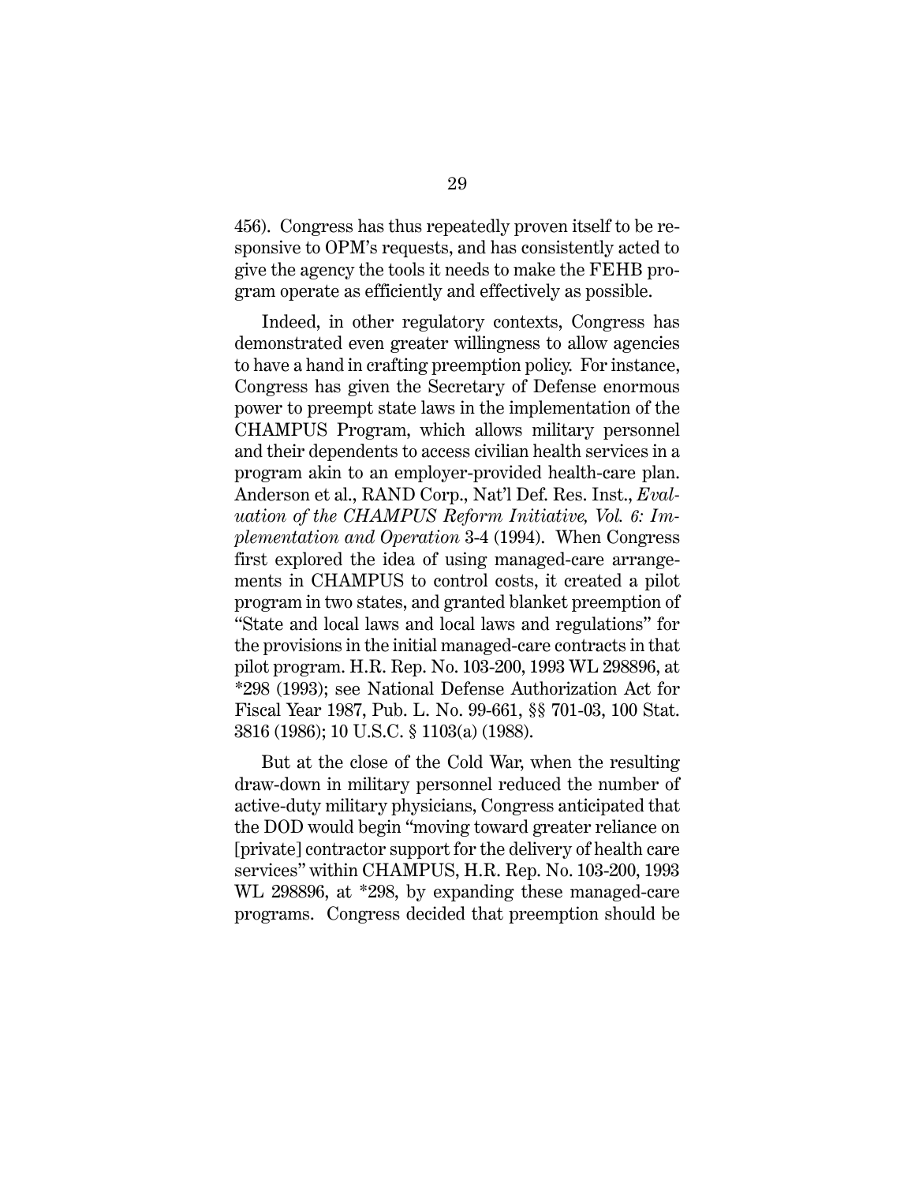456). Congress has thus repeatedly proven itself to be responsive to OPM's requests, and has consistently acted to give the agency the tools it needs to make the FEHB program operate as efficiently and effectively as possible.

Indeed, in other regulatory contexts, Congress has demonstrated even greater willingness to allow agencies to have a hand in crafting preemption policy. For instance, Congress has given the Secretary of Defense enormous power to preempt state laws in the implementation of the CHAMPUS Program, which allows military personnel and their dependents to access civilian health services in a program akin to an employer-provided health-care plan. Anderson et al., RAND Corp., Nat'l Def. Res. Inst., *Evaluation of the CHAMPUS Reform Initiative, Vol. 6: Implementation and Operation* 3-4 (1994). When Congress first explored the idea of using managed-care arrangements in CHAMPUS to control costs, it created a pilot program in two states, and granted blanket preemption of "State and local laws and local laws and regulations" for the provisions in the initial managed-care contracts in that pilot program. H.R. Rep. No. 103-200, 1993 WL 298896, at *298 (1993); see National Defense Authorization Act for Fiscal Year 1987, Pub. L. No. 99-661, §§ 701-03, 100 Stat. 3816 (1986); 10 U.S.C. § 1103(a) (1988).

But at the close of the Cold War, when the resulting draw-down in military personnel reduced the number of active-duty military physicians, Congress anticipated that the DOD would begin "moving toward greater reliance on [private] contractor support for the delivery of health care services" within CHAMPUS, H.R. Rep. No. 103-200, 1993 WL 298896, at *298, by expanding these managed-care programs. Congress decided that preemption should be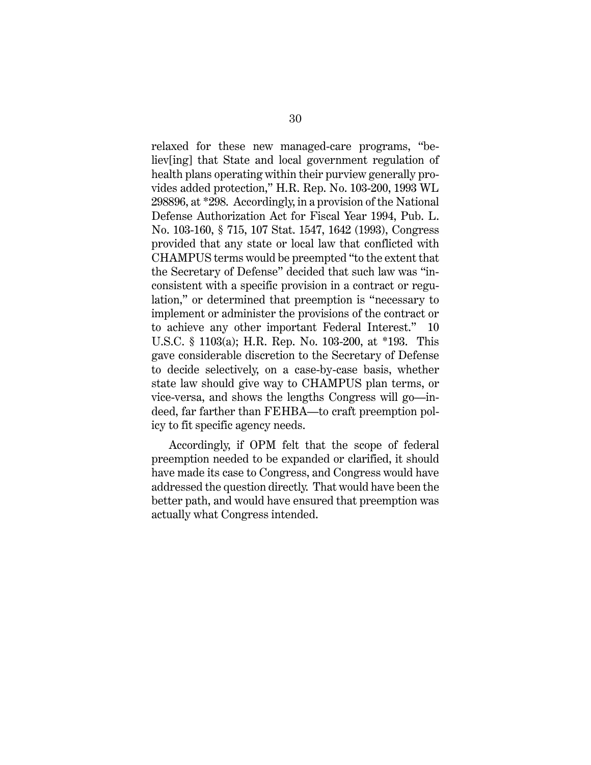relaxed for these new managed-care programs, "believ[ing] that State and local government regulation of health plans operating within their purview generally provides added protection," H.R. Rep. No. 103-200, 1993 WL 298896, at *298. Accordingly, in a provision of the National Defense Authorization Act for Fiscal Year 1994, Pub. L. No. 103-160, § 715, 107 Stat. 1547, 1642 (1993), Congress provided that any state or local law that conflicted with CHAMPUS terms would be preempted "to the extent that the Secretary of Defense" decided that such law was "inconsistent with a specific provision in a contract or regulation," or determined that preemption is "necessary to implement or administer the provisions of the contract or to achieve any other important Federal Interest." 10 U.S.C. § 1103(a); H.R. Rep. No. 103-200, at *193. This gave considerable discretion to the Secretary of Defense to decide selectively, on a case-by-case basis, whether state law should give way to CHAMPUS plan terms, or vice-versa, and shows the lengths Congress will go—indeed, far farther than FEHBA—to craft preemption policy to fit specific agency needs.

Accordingly, if OPM felt that the scope of federal preemption needed to be expanded or clarified, it should have made its case to Congress, and Congress would have addressed the question directly. That would have been the better path, and would have ensured that preemption was actually what Congress intended.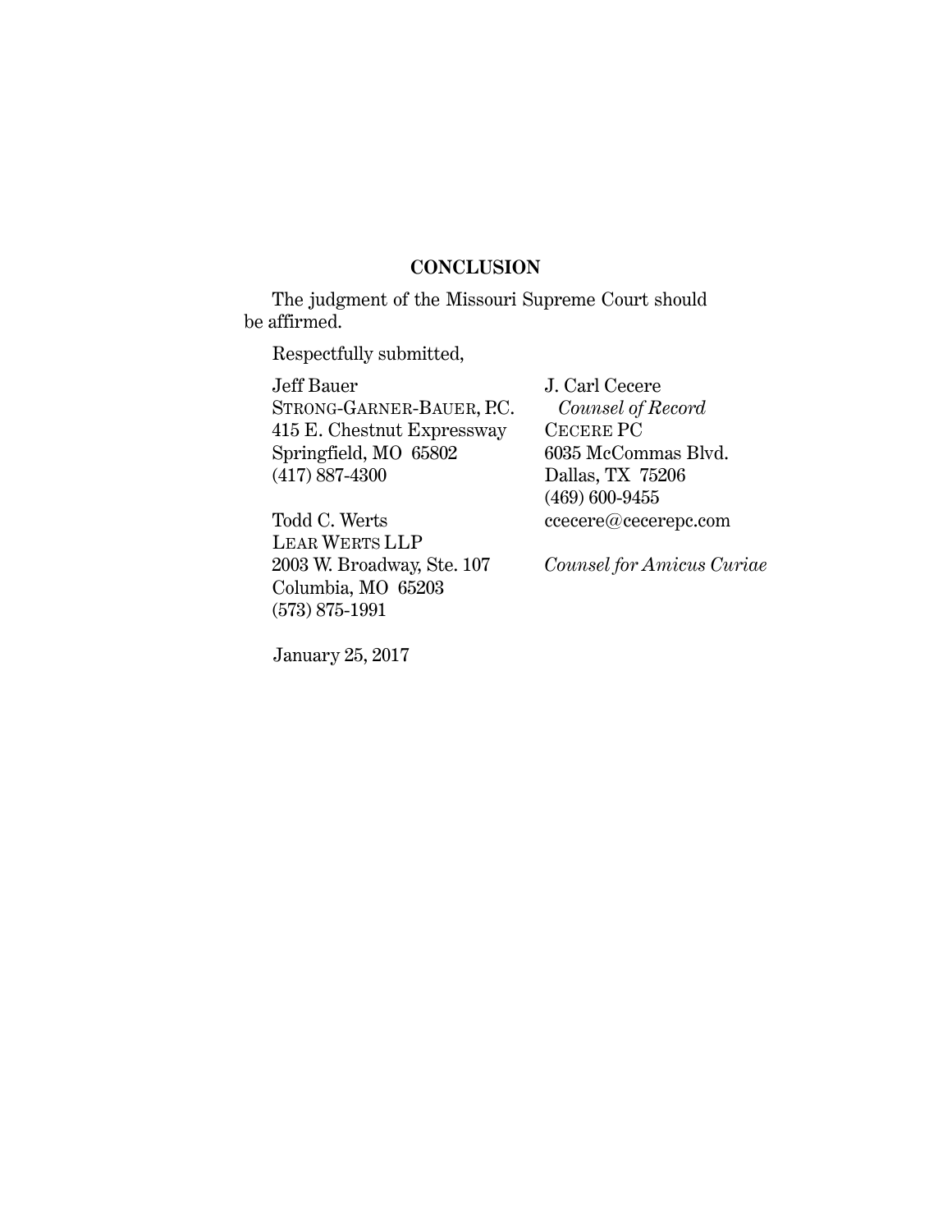## CONCLUSION

The judgment of the Missouri Supreme Court should be affirmed.

Respectfully submitted,

J. Carl Cecere
*Counsel of Record*
CECERE PC
6035 McCommas Blvd.
Dallas, TX 75206
(469) 600-9455
ccecere@cecerepc.com

*Counsel for Amicus Curiae*

Jeff Bauer
STRONG-GARNER-BAUER, P.C.
415 E. Chestnut Expressway
Springfield, MO 65802
(417) 887-4300

Todd C. Werts
LEAR WERTS LLP
2003 W. Broadway, Ste. 107
Columbia, MO 65203
(573) 875-1991

January 25, 2017